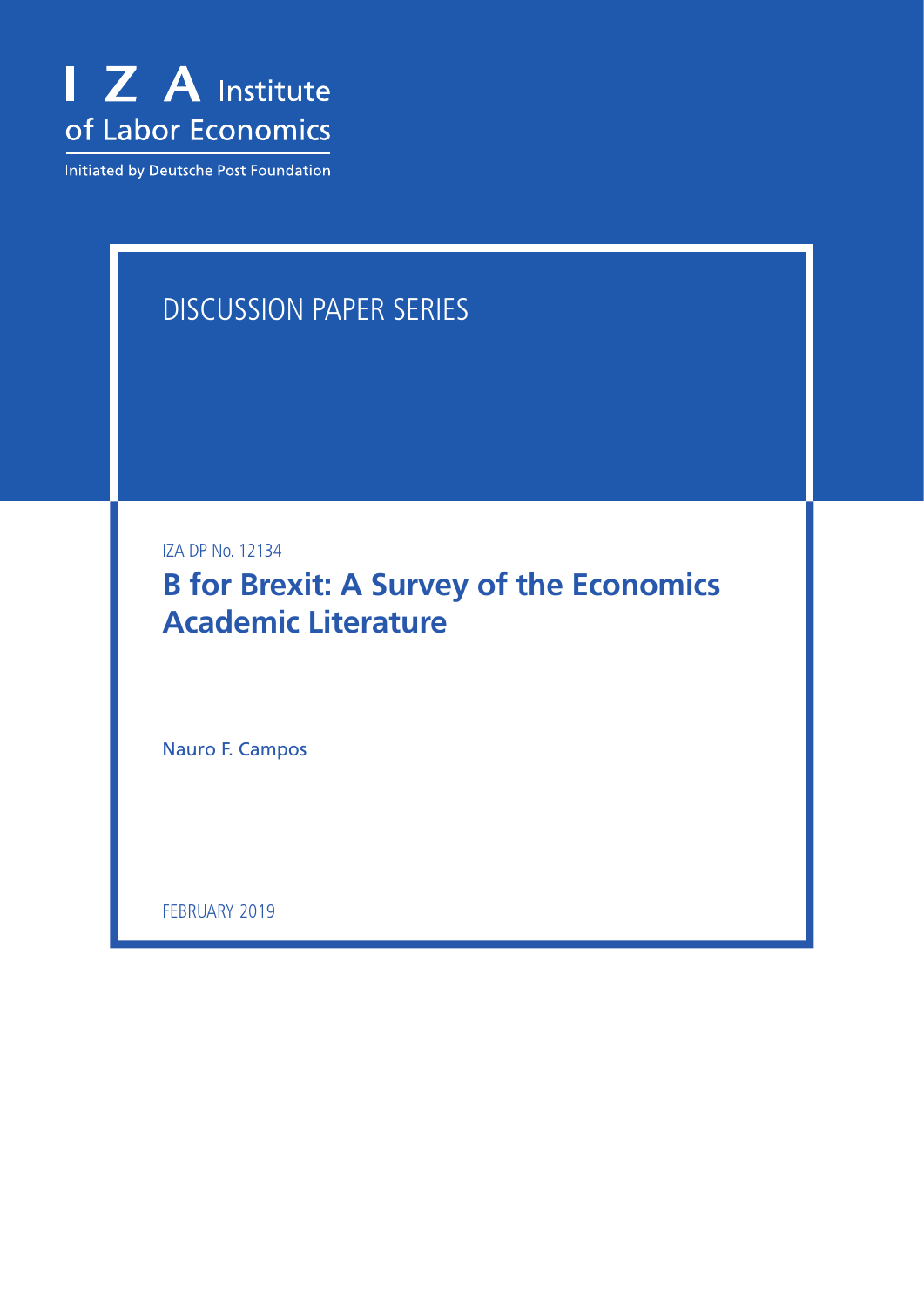I Z A Institute of Labor Economics

Initiated by Deutsche Post Foundation

DISCUSSION PAPER SERIES

IZA DP No. 12134

# B for Brexit: A Survey of the Economics Academic Literature

Nauro F. Campos

FEBRUARY 2019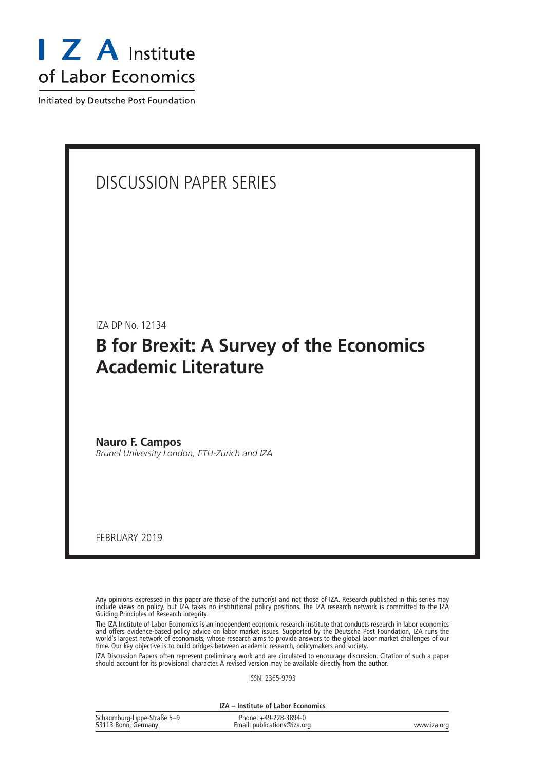# I Z A Institute of Labor Economics

Initiated by Deutsche Post Foundation

## DISCUSSION PAPER SERIES

IZA DP No. 12134

# B for Brexit: A Survey of the Economics Academic Literature

**Nauro F. Campos**
*Brunel University London, ETH-Zurich and IZA*

FEBRUARY 2019

Any opinions expressed in this paper are those of the author(s) and not those of IZA. Research published in this series may include views on policy, but IZA takes no institutional policy positions. The IZA research network is committed to the IZA Guiding Principles of Research Integrity.

The IZA Institute of Labor Economics is an independent economic research institute that conducts research in labor economics and offers evidence-based policy advice on labor market issues. Supported by the Deutsche Post Foundation, IZA runs the world's largest network of economists, whose research aims to provide answers to the global labor market challenges of our time. Our key objective is to build bridges between academic research, policymakers and society.

IZA Discussion Papers often represent preliminary work and are circulated to encourage discussion. Citation of such a paper should account for its provisional character. A revised version may be available directly from the author.

ISSN: 2365-9793

**IZA – Institute of Labor Economics**

| Schaumburg-Lippe-Straße 5–9<br>53113 Bonn, Germany | Phone: +49-228-3894-0<br>Email: publications@iza.org | www.iza.org |
|---|---|---|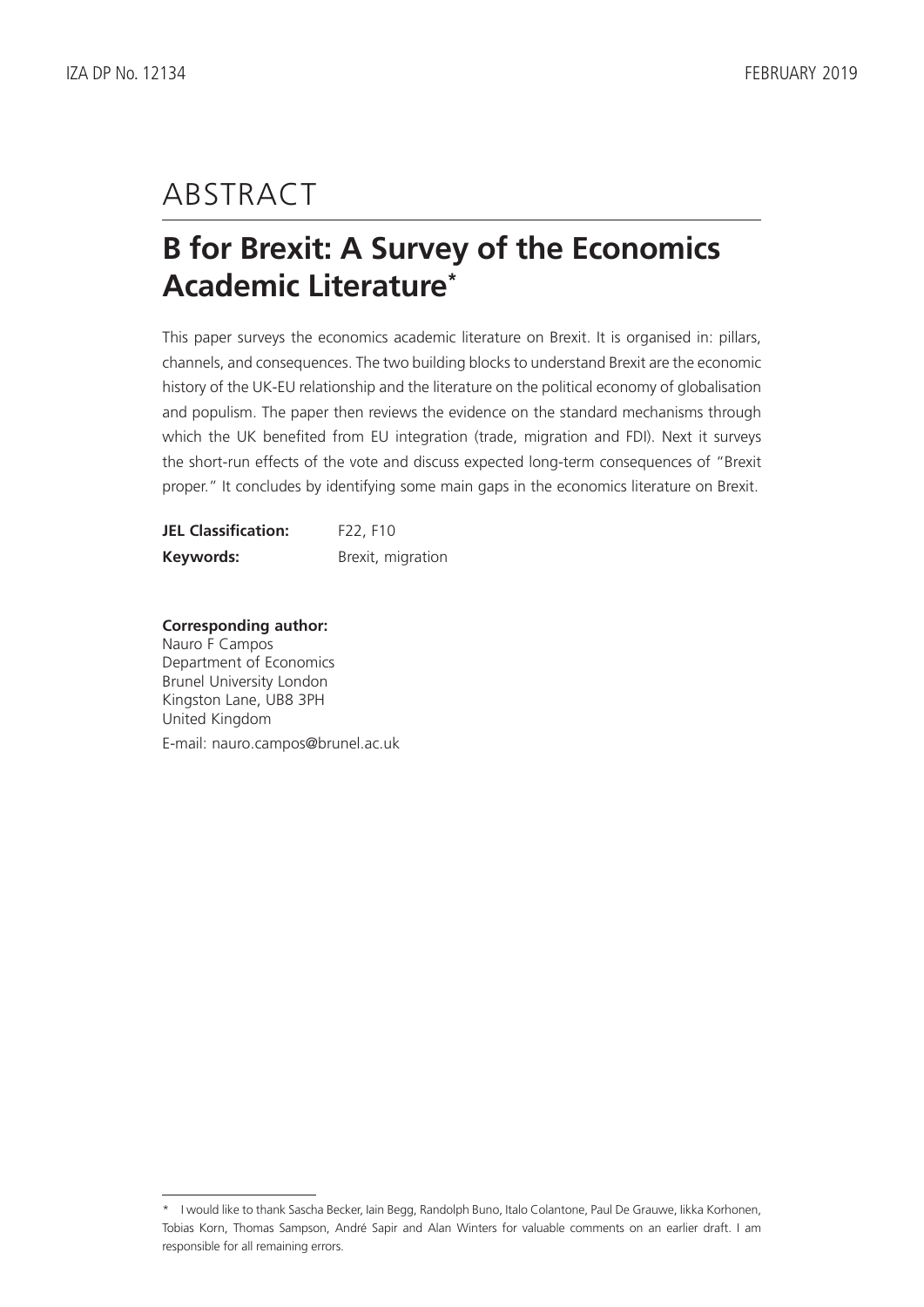# ABSTRACT

## B for Brexit: A Survey of the Economics Academic Literature*

This paper surveys the economics academic literature on Brexit. It is organised in: pillars, channels, and consequences. The two building blocks to understand Brexit are the economic history of the UK-EU relationship and the literature on the political economy of globalisation and populism. The paper then reviews the evidence on the standard mechanisms through which the UK benefited from EU integration (trade, migration and FDI). Next it surveys the short-run effects of the vote and discuss expected long-term consequences of "Brexit proper." It concludes by identifying some main gaps in the economics literature on Brexit.

**JEL Classification:** F22, F10

**Keywords:** Brexit, migration

**Corresponding author:**
Nauro F Campos
Department of Economics
Brunel University London
Kingston Lane, UB8 3PH
United Kingdom
E-mail: nauro.campos@brunel.ac.uk

---

* I would like to thank Sascha Becker, Iain Begg, Randolph Buno, Italo Colantone, Paul De Grauwe, Iikka Korhonen, Tobias Korn, Thomas Sampson, André Sapir and Alan Winters for valuable comments on an earlier draft. I am responsible for all remaining errors.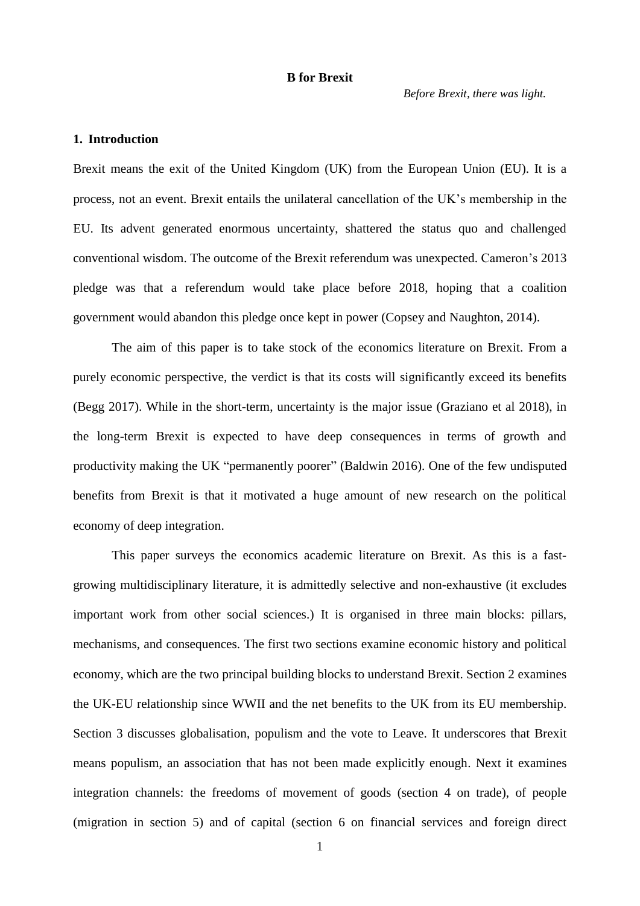**B for Brexit**

*Before Brexit, there was light.*

## 1. Introduction

Brexit means the exit of the United Kingdom (UK) from the European Union (EU). It is a process, not an event. Brexit entails the unilateral cancellation of the UK's membership in the EU. Its advent generated enormous uncertainty, shattered the status quo and challenged conventional wisdom. The outcome of the Brexit referendum was unexpected. Cameron's 2013 pledge was that a referendum would take place before 2018, hoping that a coalition government would abandon this pledge once kept in power (Copsey and Naughton, 2014).

The aim of this paper is to take stock of the economics literature on Brexit. From a purely economic perspective, the verdict is that its costs will significantly exceed its benefits (Begg 2017). While in the short-term, uncertainty is the major issue (Graziano et al 2018), in the long-term Brexit is expected to have deep consequences in terms of growth and productivity making the UK "permanently poorer" (Baldwin 2016). One of the few undisputed benefits from Brexit is that it motivated a huge amount of new research on the political economy of deep integration.

This paper surveys the economics academic literature on Brexit. As this is a fast-growing multidisciplinary literature, it is admittedly selective and non-exhaustive (it excludes important work from other social sciences.) It is organised in three main blocks: pillars, mechanisms, and consequences. The first two sections examine economic history and political economy, which are the two principal building blocks to understand Brexit. Section 2 examines the UK-EU relationship since WWII and the net benefits to the UK from its EU membership. Section 3 discusses globalisation, populism and the vote to Leave. It underscores that Brexit means populism, an association that has not been made explicitly enough. Next it examines integration channels: the freedoms of movement of goods (section 4 on trade), of people (migration in section 5) and of capital (section 6 on financial services and foreign direct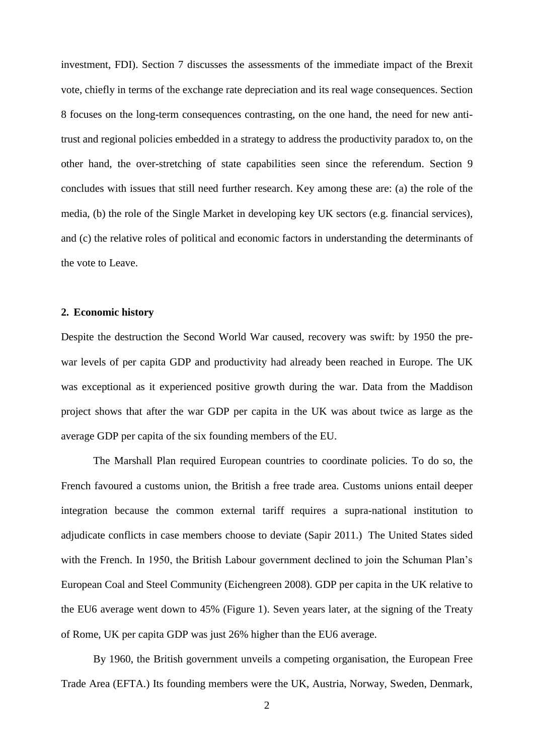investment, FDI). Section 7 discusses the assessments of the immediate impact of the Brexit vote, chiefly in terms of the exchange rate depreciation and its real wage consequences. Section 8 focuses on the long-term consequences contrasting, on the one hand, the need for new anti-trust and regional policies embedded in a strategy to address the productivity paradox to, on the other hand, the over-stretching of state capabilities seen since the referendum. Section 9 concludes with issues that still need further research. Key among these are: (a) the role of the media, (b) the role of the Single Market in developing key UK sectors (e.g. financial services), and (c) the relative roles of political and economic factors in understanding the determinants of the vote to Leave.

## 2. Economic history

Despite the destruction the Second World War caused, recovery was swift: by 1950 the pre-war levels of per capita GDP and productivity had already been reached in Europe. The UK was exceptional as it experienced positive growth during the war. Data from the Maddison project shows that after the war GDP per capita in the UK was about twice as large as the average GDP per capita of the six founding members of the EU.

The Marshall Plan required European countries to coordinate policies. To do so, the French favoured a customs union, the British a free trade area. Customs unions entail deeper integration because the common external tariff requires a supra-national institution to adjudicate conflicts in case members choose to deviate (Sapir 2011.) The United States sided with the French. In 1950, the British Labour government declined to join the Schuman Plan's European Coal and Steel Community (Eichengreen 2008). GDP per capita in the UK relative to the EU6 average went down to 45% (Figure 1). Seven years later, at the signing of the Treaty of Rome, UK per capita GDP was just 26% higher than the EU6 average.

By 1960, the British government unveils a competing organisation, the European Free Trade Area (EFTA.) Its founding members were the UK, Austria, Norway, Sweden, Denmark,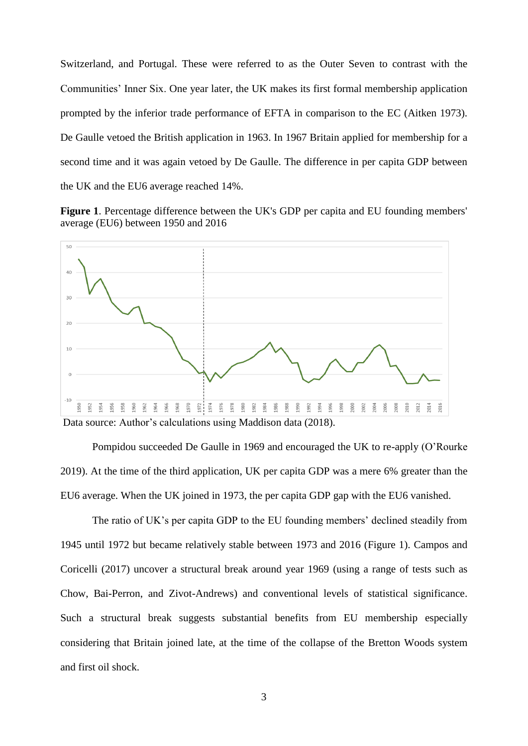Switzerland, and Portugal. These were referred to as the Outer Seven to contrast with the Communities' Inner Six. One year later, the UK makes its first formal membership application prompted by the inferior trade performance of EFTA in comparison to the EC (Aitken 1973). De Gaulle vetoed the British application in 1963. In 1967 Britain applied for membership for a second time and it was again vetoed by De Gaulle. The difference in per capita GDP between the UK and the EU6 average reached 14%.

**Figure 1**. Percentage difference between the UK's GDP per capita and EU founding members' average (EU6) between 1950 and 2016

Data source: Author's calculations using Maddison data (2018).

Pompidou succeeded De Gaulle in 1969 and encouraged the UK to re-apply (O'Rourke 2019). At the time of the third application, UK per capita GDP was a mere 6% greater than the EU6 average. When the UK joined in 1973, the per capita GDP gap with the EU6 vanished.

The ratio of UK's per capita GDP to the EU founding members' declined steadily from 1945 until 1972 but became relatively stable between 1973 and 2016 (Figure 1). Campos and Coricelli (2017) uncover a structural break around year 1969 (using a range of tests such as Chow, Bai-Perron, and Zivot-Andrews) and conventional levels of statistical significance. Such a structural break suggests substantial benefits from EU membership especially considering that Britain joined late, at the time of the collapse of the Bretton Woods system and first oil shock.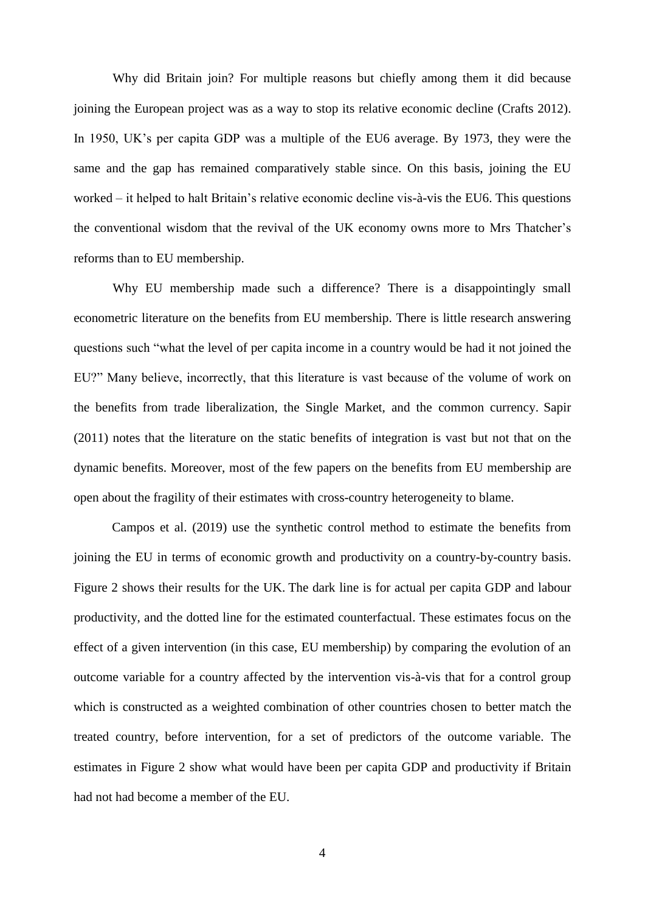Why did Britain join? For multiple reasons but chiefly among them it did because joining the European project was as a way to stop its relative economic decline (Crafts 2012). In 1950, UK's per capita GDP was a multiple of the EU6 average. By 1973, they were the same and the gap has remained comparatively stable since. On this basis, joining the EU worked – it helped to halt Britain's relative economic decline vis-à-vis the EU6. This questions the conventional wisdom that the revival of the UK economy owns more to Mrs Thatcher's reforms than to EU membership.

Why EU membership made such a difference? There is a disappointingly small econometric literature on the benefits from EU membership. There is little research answering questions such "what the level of per capita income in a country would be had it not joined the EU?" Many believe, incorrectly, that this literature is vast because of the volume of work on the benefits from trade liberalization, the Single Market, and the common currency. Sapir (2011) notes that the literature on the static benefits of integration is vast but not that on the dynamic benefits. Moreover, most of the few papers on the benefits from EU membership are open about the fragility of their estimates with cross-country heterogeneity to blame.

Campos et al. (2019) use the synthetic control method to estimate the benefits from joining the EU in terms of economic growth and productivity on a country-by-country basis. Figure 2 shows their results for the UK. The dark line is for actual per capita GDP and labour productivity, and the dotted line for the estimated counterfactual. These estimates focus on the effect of a given intervention (in this case, EU membership) by comparing the evolution of an outcome variable for a country affected by the intervention vis-à-vis that for a control group which is constructed as a weighted combination of other countries chosen to better match the treated country, before intervention, for a set of predictors of the outcome variable. The estimates in Figure 2 show what would have been per capita GDP and productivity if Britain had not had become a member of the EU.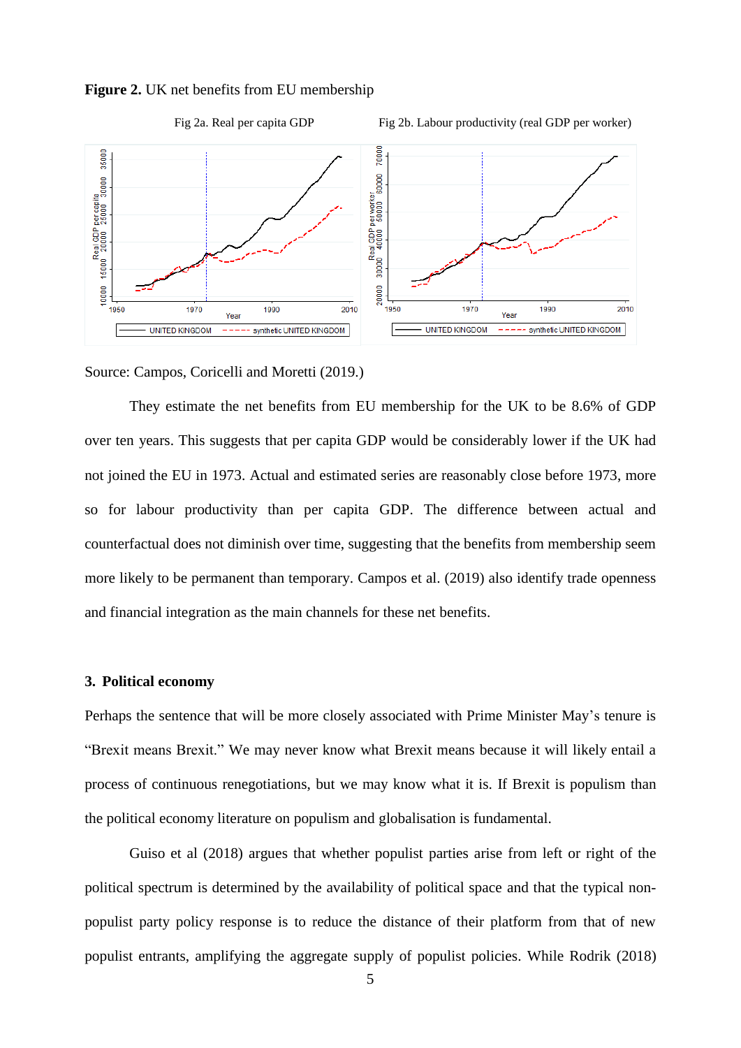**Figure 2.** UK net benefits from EU membership

Fig 2a. Real per capita GDP

Fig 2b. Labour productivity (real GDP per worker)

Source: Campos, Coricelli and Moretti (2019.)

They estimate the net benefits from EU membership for the UK to be 8.6% of GDP over ten years. This suggests that per capita GDP would be considerably lower if the UK had not joined the EU in 1973. Actual and estimated series are reasonably close before 1973, more so for labour productivity than per capita GDP. The difference between actual and counterfactual does not diminish over time, suggesting that the benefits from membership seem more likely to be permanent than temporary. Campos et al. (2019) also identify trade openness and financial integration as the main channels for these net benefits.

## 3. Political economy

Perhaps the sentence that will be more closely associated with Prime Minister May's tenure is "Brexit means Brexit." We may never know what Brexit means because it will likely entail a process of continuous renegotiations, but we may know what it is. If Brexit is populism than the political economy literature on populism and globalisation is fundamental.

Guiso et al (2018) argues that whether populist parties arise from left or right of the political spectrum is determined by the availability of political space and that the typical non-populist party policy response is to reduce the distance of their platform from that of new populist entrants, amplifying the aggregate supply of populist policies. While Rodrik (2018)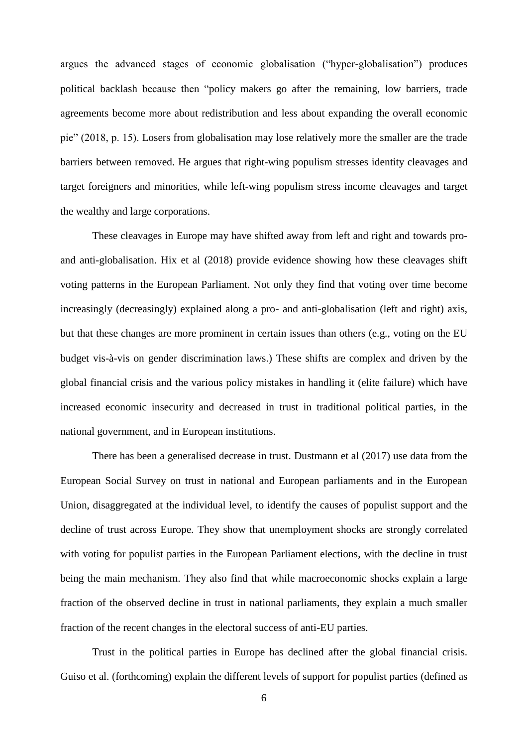argues the advanced stages of economic globalisation ("hyper-globalisation") produces political backlash because then "policy makers go after the remaining, low barriers, trade agreements become more about redistribution and less about expanding the overall economic pie" (2018, p. 15). Losers from globalisation may lose relatively more the smaller are the trade barriers between removed. He argues that right-wing populism stresses identity cleavages and target foreigners and minorities, while left-wing populism stress income cleavages and target the wealthy and large corporations.

These cleavages in Europe may have shifted away from left and right and towards pro- and anti-globalisation. Hix et al (2018) provide evidence showing how these cleavages shift voting patterns in the European Parliament. Not only they find that voting over time become increasingly (decreasingly) explained along a pro- and anti-globalisation (left and right) axis, but that these changes are more prominent in certain issues than others (e.g., voting on the EU budget vis-à-vis on gender discrimination laws.) These shifts are complex and driven by the global financial crisis and the various policy mistakes in handling it (elite failure) which have increased economic insecurity and decreased in trust in traditional political parties, in the national government, and in European institutions.

There has been a generalised decrease in trust. Dustmann et al (2017) use data from the European Social Survey on trust in national and European parliaments and in the European Union, disaggregated at the individual level, to identify the causes of populist support and the decline of trust across Europe. They show that unemployment shocks are strongly correlated with voting for populist parties in the European Parliament elections, with the decline in trust being the main mechanism. They also find that while macroeconomic shocks explain a large fraction of the observed decline in trust in national parliaments, they explain a much smaller fraction of the recent changes in the electoral success of anti-EU parties.

Trust in the political parties in Europe has declined after the global financial crisis. Guiso et al. (forthcoming) explain the different levels of support for populist parties (defined as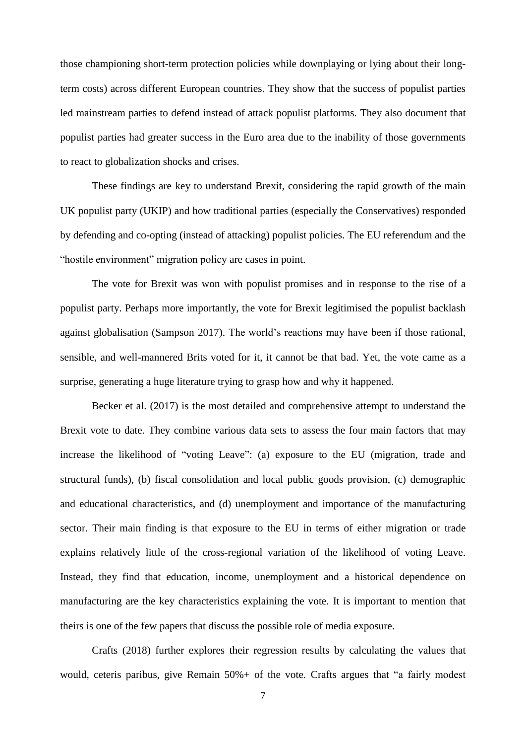those championing short-term protection policies while downplaying or lying about their long-term costs) across different European countries. They show that the success of populist parties led mainstream parties to defend instead of attack populist platforms. They also document that populist parties had greater success in the Euro area due to the inability of those governments to react to globalization shocks and crises.

These findings are key to understand Brexit, considering the rapid growth of the main UK populist party (UKIP) and how traditional parties (especially the Conservatives) responded by defending and co-opting (instead of attacking) populist policies. The EU referendum and the "hostile environment" migration policy are cases in point.

The vote for Brexit was won with populist promises and in response to the rise of a populist party. Perhaps more importantly, the vote for Brexit legitimised the populist backlash against globalisation (Sampson 2017). The world's reactions may have been if those rational, sensible, and well-mannered Brits voted for it, it cannot be that bad. Yet, the vote came as a surprise, generating a huge literature trying to grasp how and why it happened.

Becker et al. (2017) is the most detailed and comprehensive attempt to understand the Brexit vote to date. They combine various data sets to assess the four main factors that may increase the likelihood of "voting Leave": (a) exposure to the EU (migration, trade and structural funds), (b) fiscal consolidation and local public goods provision, (c) demographic and educational characteristics, and (d) unemployment and importance of the manufacturing sector. Their main finding is that exposure to the EU in terms of either migration or trade explains relatively little of the cross-regional variation of the likelihood of voting Leave. Instead, they find that education, income, unemployment and a historical dependence on manufacturing are the key characteristics explaining the vote. It is important to mention that theirs is one of the few papers that discuss the possible role of media exposure.

Crafts (2018) further explores their regression results by calculating the values that would, ceteris paribus, give Remain 50%+ of the vote. Crafts argues that "a fairly modest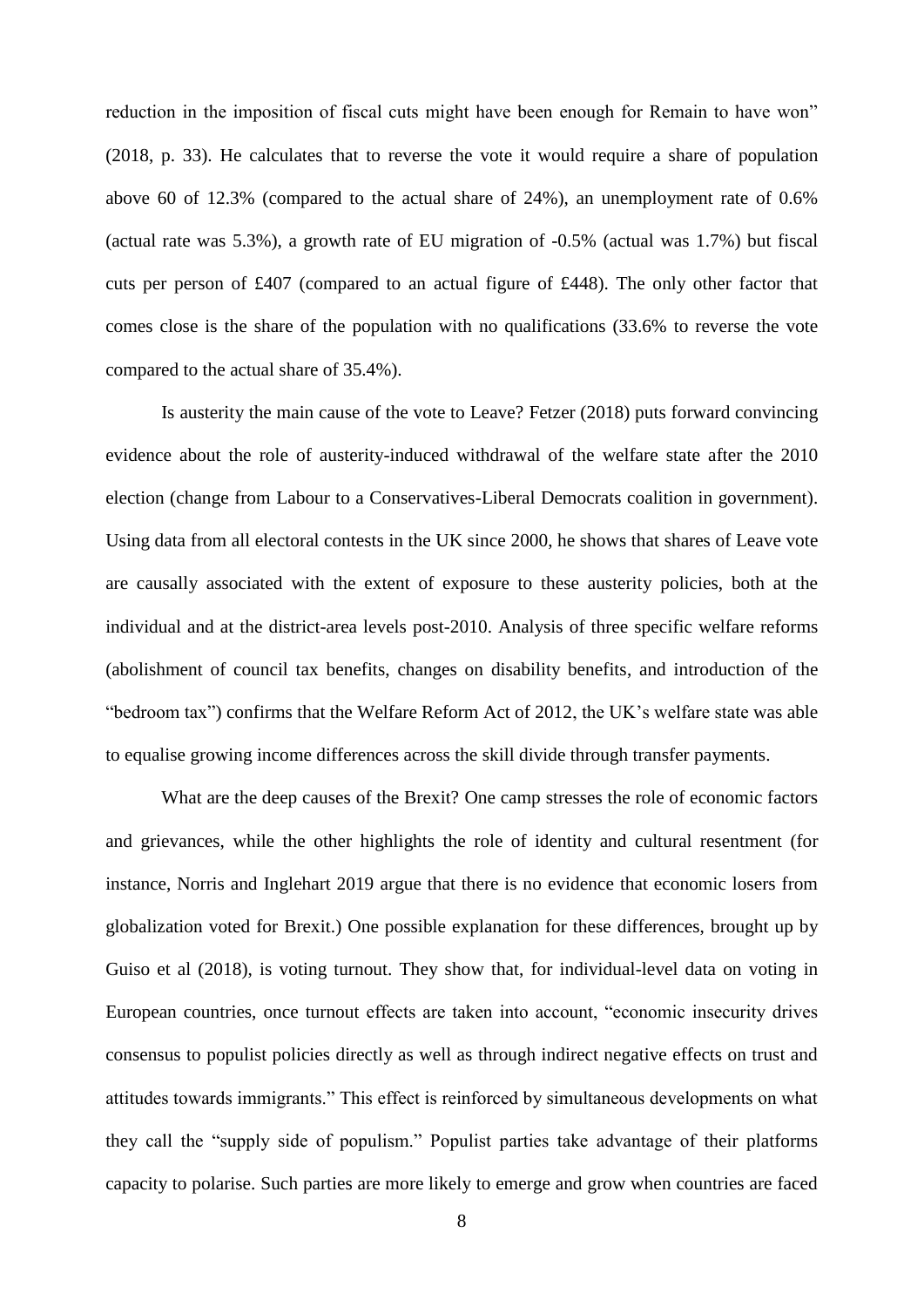reduction in the imposition of fiscal cuts might have been enough for Remain to have won" (2018, p. 33). He calculates that to reverse the vote it would require a share of population above 60 of 12.3% (compared to the actual share of 24%), an unemployment rate of 0.6% (actual rate was 5.3%), a growth rate of EU migration of -0.5% (actual was 1.7%) but fiscal cuts per person of £407 (compared to an actual figure of £448). The only other factor that comes close is the share of the population with no qualifications (33.6% to reverse the vote compared to the actual share of 35.4%).

Is austerity the main cause of the vote to Leave? Fetzer (2018) puts forward convincing evidence about the role of austerity-induced withdrawal of the welfare state after the 2010 election (change from Labour to a Conservatives-Liberal Democrats coalition in government). Using data from all electoral contests in the UK since 2000, he shows that shares of Leave vote are causally associated with the extent of exposure to these austerity policies, both at the individual and at the district-area levels post-2010. Analysis of three specific welfare reforms (abolishment of council tax benefits, changes on disability benefits, and introduction of the "bedroom tax") confirms that the Welfare Reform Act of 2012, the UK's welfare state was able to equalise growing income differences across the skill divide through transfer payments.

What are the deep causes of the Brexit? One camp stresses the role of economic factors and grievances, while the other highlights the role of identity and cultural resentment (for instance, Norris and Inglehart 2019 argue that there is no evidence that economic losers from globalization voted for Brexit.) One possible explanation for these differences, brought up by Guiso et al (2018), is voting turnout. They show that, for individual-level data on voting in European countries, once turnout effects are taken into account, "economic insecurity drives consensus to populist policies directly as well as through indirect negative effects on trust and attitudes towards immigrants." This effect is reinforced by simultaneous developments on what they call the "supply side of populism." Populist parties take advantage of their platforms capacity to polarise. Such parties are more likely to emerge and grow when countries are faced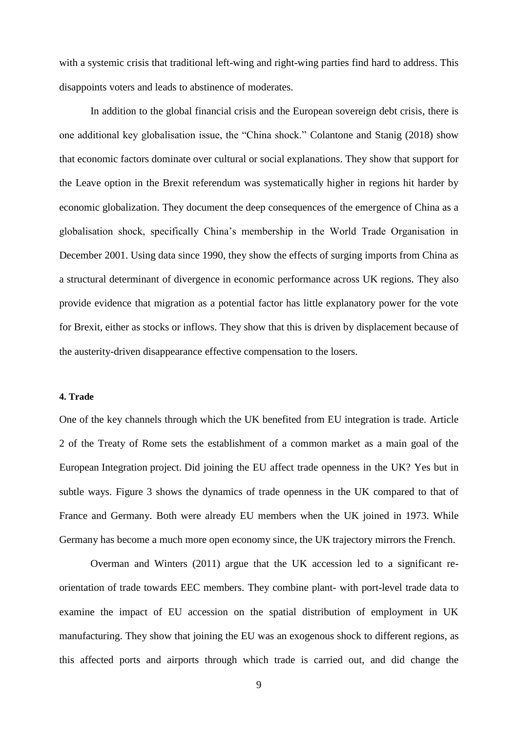with a systemic crisis that traditional left-wing and right-wing parties find hard to address. This disappoints voters and leads to abstinence of moderates.

In addition to the global financial crisis and the European sovereign debt crisis, there is one additional key globalisation issue, the "China shock." Colantone and Stanig (2018) show that economic factors dominate over cultural or social explanations. They show that support for the Leave option in the Brexit referendum was systematically higher in regions hit harder by economic globalization. They document the deep consequences of the emergence of China as a globalisation shock, specifically China's membership in the World Trade Organisation in December 2001. Using data since 1990, they show the effects of surging imports from China as a structural determinant of divergence in economic performance across UK regions. They also provide evidence that migration as a potential factor has little explanatory power for the vote for Brexit, either as stocks or inflows. They show that this is driven by displacement because of the austerity-driven disappearance effective compensation to the losers.

#### 4. Trade

One of the key channels through which the UK benefited from EU integration is trade. Article 2 of the Treaty of Rome sets the establishment of a common market as a main goal of the European Integration project. Did joining the EU affect trade openness in the UK? Yes but in subtle ways. Figure 3 shows the dynamics of trade openness in the UK compared to that of France and Germany. Both were already EU members when the UK joined in 1973. While Germany has become a much more open economy since, the UK trajectory mirrors the French.

Overman and Winters (2011) argue that the UK accession led to a significant re-orientation of trade towards EEC members. They combine plant- with port-level trade data to examine the impact of EU accession on the spatial distribution of employment in UK manufacturing. They show that joining the EU was an exogenous shock to different regions, as this affected ports and airports through which trade is carried out, and did change the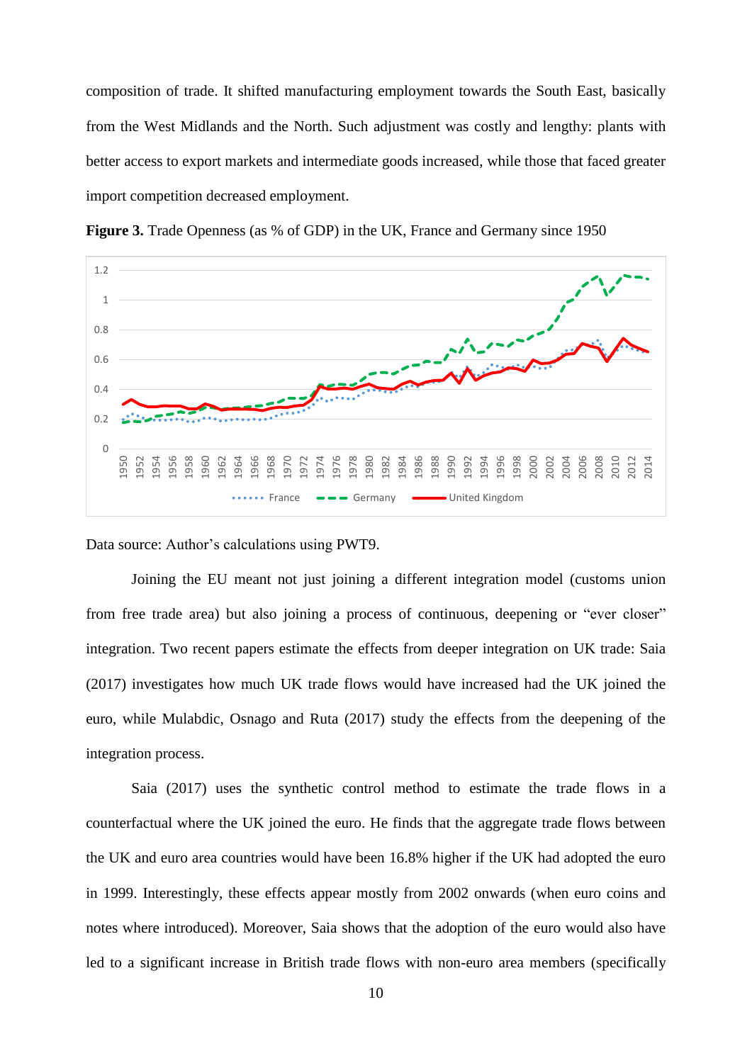composition of trade. It shifted manufacturing employment towards the South East, basically from the West Midlands and the North. Such adjustment was costly and lengthy: plants with better access to export markets and intermediate goods increased, while those that faced greater import competition decreased employment.

**Figure 3.** Trade Openness (as % of GDP) in the UK, France and Germany since 1950

Data source: Author's calculations using PWT9.

Joining the EU meant not just joining a different integration model (customs union from free trade area) but also joining a process of continuous, deepening or "ever closer" integration. Two recent papers estimate the effects from deeper integration on UK trade: Saia (2017) investigates how much UK trade flows would have increased had the UK joined the euro, while Mulabdic, Osnago and Ruta (2017) study the effects from the deepening of the integration process.

Saia (2017) uses the synthetic control method to estimate the trade flows in a counterfactual where the UK joined the euro. He finds that the aggregate trade flows between the UK and euro area countries would have been 16.8% higher if the UK had adopted the euro in 1999. Interestingly, these effects appear mostly from 2002 onwards (when euro coins and notes where introduced). Moreover, Saia shows that the adoption of the euro would also have led to a significant increase in British trade flows with non-euro area members (specifically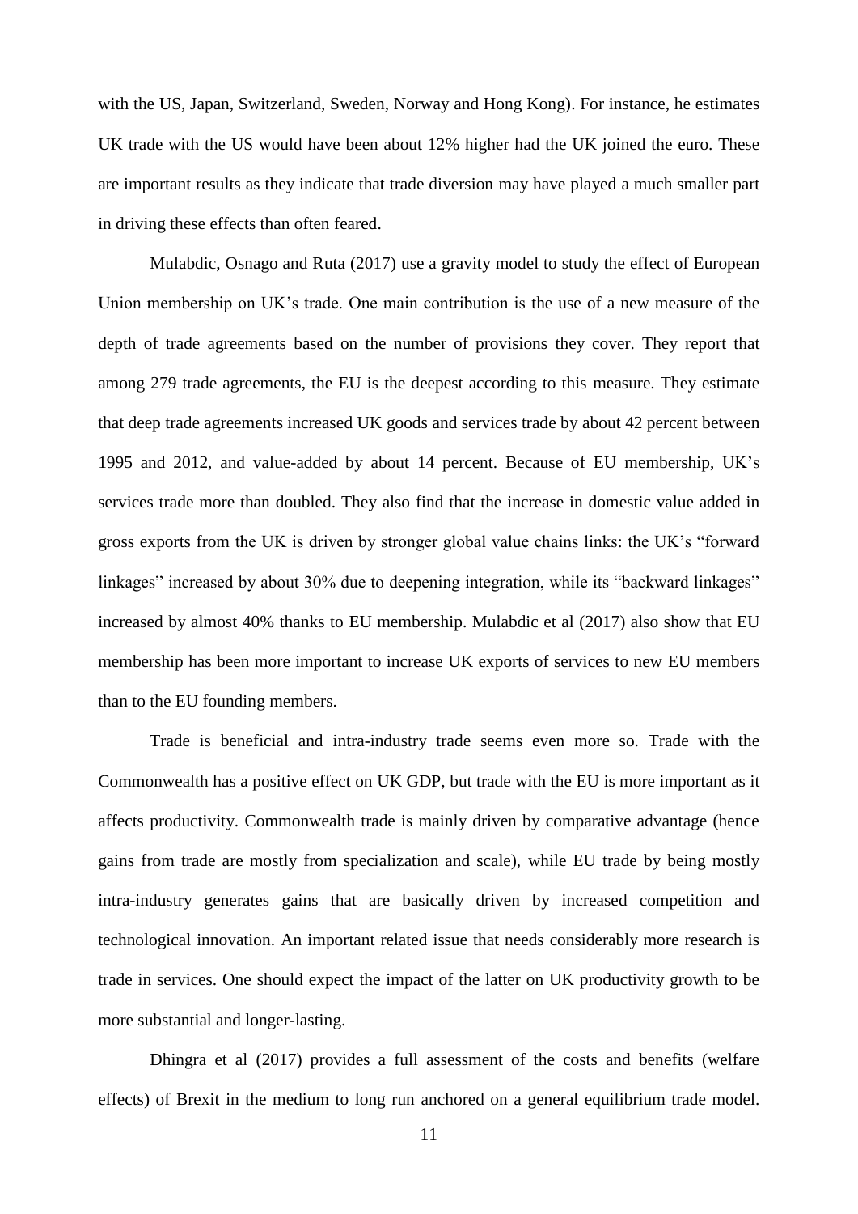with the US, Japan, Switzerland, Sweden, Norway and Hong Kong). For instance, he estimates UK trade with the US would have been about 12% higher had the UK joined the euro. These are important results as they indicate that trade diversion may have played a much smaller part in driving these effects than often feared.

Mulabdic, Osnago and Ruta (2017) use a gravity model to study the effect of European Union membership on UK's trade. One main contribution is the use of a new measure of the depth of trade agreements based on the number of provisions they cover. They report that among 279 trade agreements, the EU is the deepest according to this measure. They estimate that deep trade agreements increased UK goods and services trade by about 42 percent between 1995 and 2012, and value-added by about 14 percent. Because of EU membership, UK's services trade more than doubled. They also find that the increase in domestic value added in gross exports from the UK is driven by stronger global value chains links: the UK's "forward linkages" increased by about 30% due to deepening integration, while its "backward linkages" increased by almost 40% thanks to EU membership. Mulabdic et al (2017) also show that EU membership has been more important to increase UK exports of services to new EU members than to the EU founding members.

Trade is beneficial and intra-industry trade seems even more so. Trade with the Commonwealth has a positive effect on UK GDP, but trade with the EU is more important as it affects productivity. Commonwealth trade is mainly driven by comparative advantage (hence gains from trade are mostly from specialization and scale), while EU trade by being mostly intra-industry generates gains that are basically driven by increased competition and technological innovation. An important related issue that needs considerably more research is trade in services. One should expect the impact of the latter on UK productivity growth to be more substantial and longer-lasting.

Dhingra et al (2017) provides a full assessment of the costs and benefits (welfare effects) of Brexit in the medium to long run anchored on a general equilibrium trade model.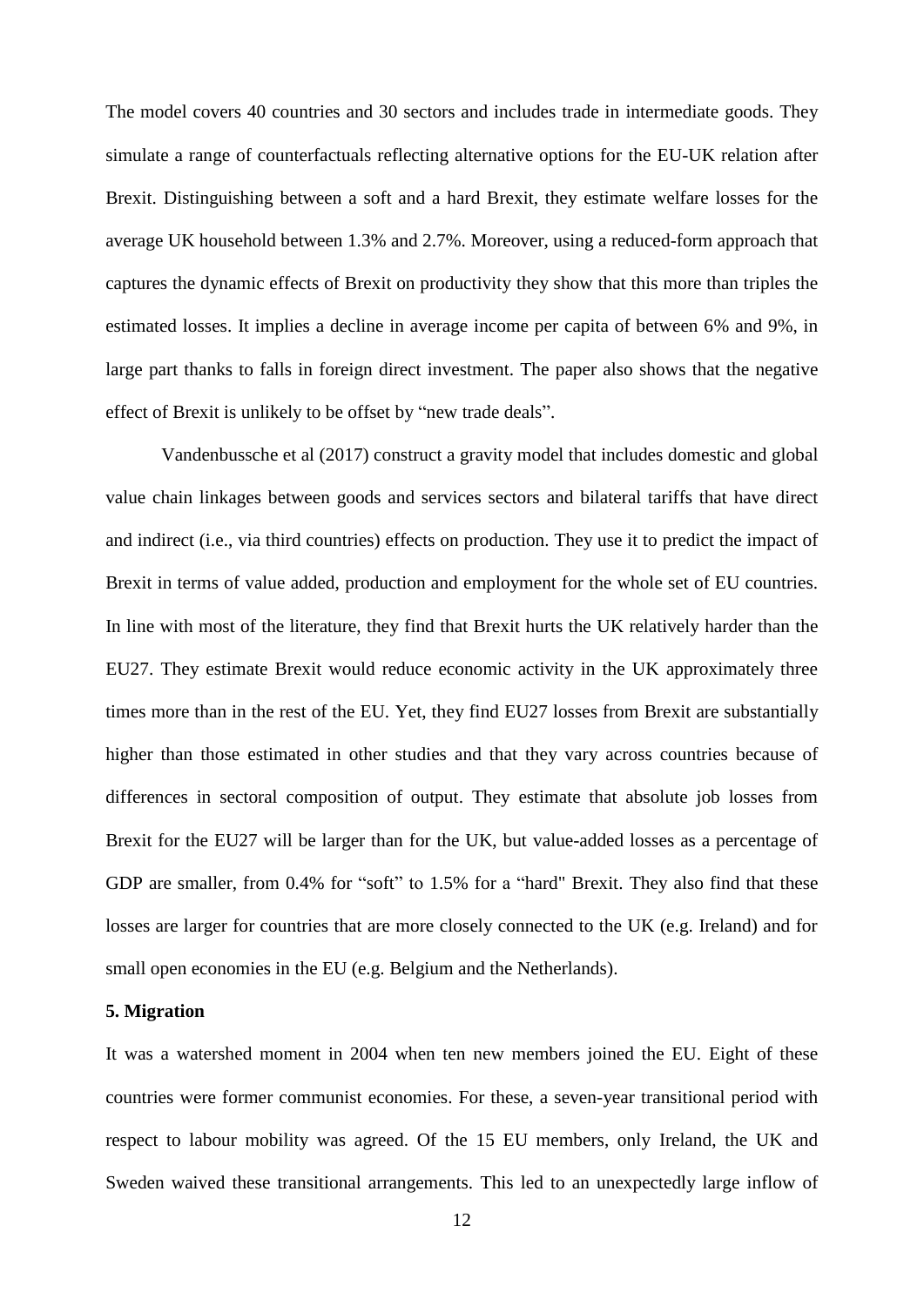The model covers 40 countries and 30 sectors and includes trade in intermediate goods. They simulate a range of counterfactuals reflecting alternative options for the EU-UK relation after Brexit. Distinguishing between a soft and a hard Brexit, they estimate welfare losses for the average UK household between 1.3% and 2.7%. Moreover, using a reduced-form approach that captures the dynamic effects of Brexit on productivity they show that this more than triples the estimated losses. It implies a decline in average income per capita of between 6% and 9%, in large part thanks to falls in foreign direct investment. The paper also shows that the negative effect of Brexit is unlikely to be offset by "new trade deals".

Vandenbussche et al (2017) construct a gravity model that includes domestic and global value chain linkages between goods and services sectors and bilateral tariffs that have direct and indirect (i.e., via third countries) effects on production. They use it to predict the impact of Brexit in terms of value added, production and employment for the whole set of EU countries. In line with most of the literature, they find that Brexit hurts the UK relatively harder than the EU27. They estimate Brexit would reduce economic activity in the UK approximately three times more than in the rest of the EU. Yet, they find EU27 losses from Brexit are substantially higher than those estimated in other studies and that they vary across countries because of differences in sectoral composition of output. They estimate that absolute job losses from Brexit for the EU27 will be larger than for the UK, but value-added losses as a percentage of GDP are smaller, from 0.4% for "soft" to 1.5% for a "hard" Brexit. They also find that these losses are larger for countries that are more closely connected to the UK (e.g. Ireland) and for small open economies in the EU (e.g. Belgium and the Netherlands).

**5. Migration**

It was a watershed moment in 2004 when ten new members joined the EU. Eight of these countries were former communist economies. For these, a seven-year transitional period with respect to labour mobility was agreed. Of the 15 EU members, only Ireland, the UK and Sweden waived these transitional arrangements. This led to an unexpectedly large inflow of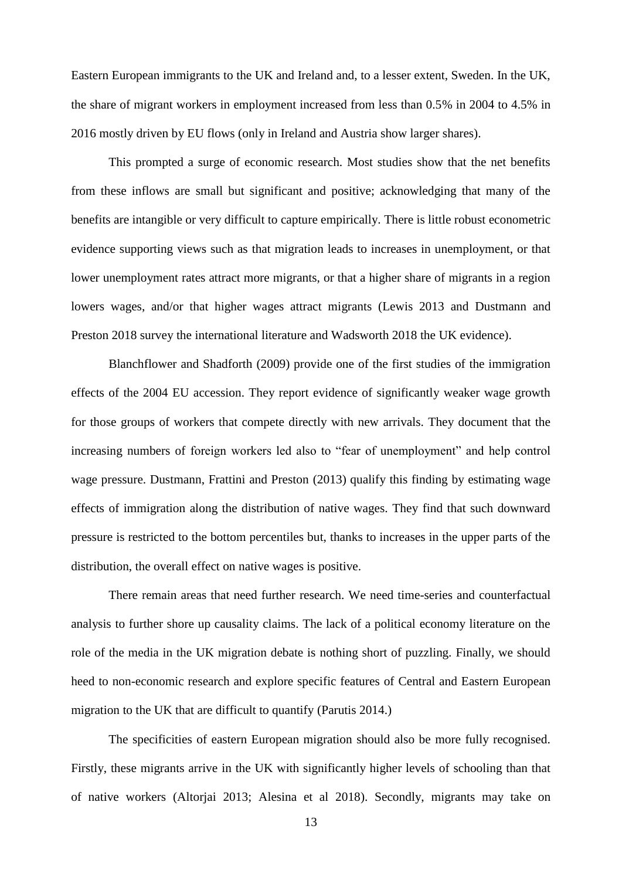Eastern European immigrants to the UK and Ireland and, to a lesser extent, Sweden. In the UK, the share of migrant workers in employment increased from less than 0.5% in 2004 to 4.5% in 2016 mostly driven by EU flows (only in Ireland and Austria show larger shares).

This prompted a surge of economic research. Most studies show that the net benefits from these inflows are small but significant and positive; acknowledging that many of the benefits are intangible or very difficult to capture empirically. There is little robust econometric evidence supporting views such as that migration leads to increases in unemployment, or that lower unemployment rates attract more migrants, or that a higher share of migrants in a region lowers wages, and/or that higher wages attract migrants (Lewis 2013 and Dustmann and Preston 2018 survey the international literature and Wadsworth 2018 the UK evidence).

Blanchflower and Shadforth (2009) provide one of the first studies of the immigration effects of the 2004 EU accession. They report evidence of significantly weaker wage growth for those groups of workers that compete directly with new arrivals. They document that the increasing numbers of foreign workers led also to "fear of unemployment" and help control wage pressure. Dustmann, Frattini and Preston (2013) qualify this finding by estimating wage effects of immigration along the distribution of native wages. They find that such downward pressure is restricted to the bottom percentiles but, thanks to increases in the upper parts of the distribution, the overall effect on native wages is positive.

There remain areas that need further research. We need time-series and counterfactual analysis to further shore up causality claims. The lack of a political economy literature on the role of the media in the UK migration debate is nothing short of puzzling. Finally, we should heed to non-economic research and explore specific features of Central and Eastern European migration to the UK that are difficult to quantify (Parutis 2014.)

The specificities of eastern European migration should also be more fully recognised. Firstly, these migrants arrive in the UK with significantly higher levels of schooling than that of native workers (Altorjai 2013; Alesina et al 2018). Secondly, migrants may take on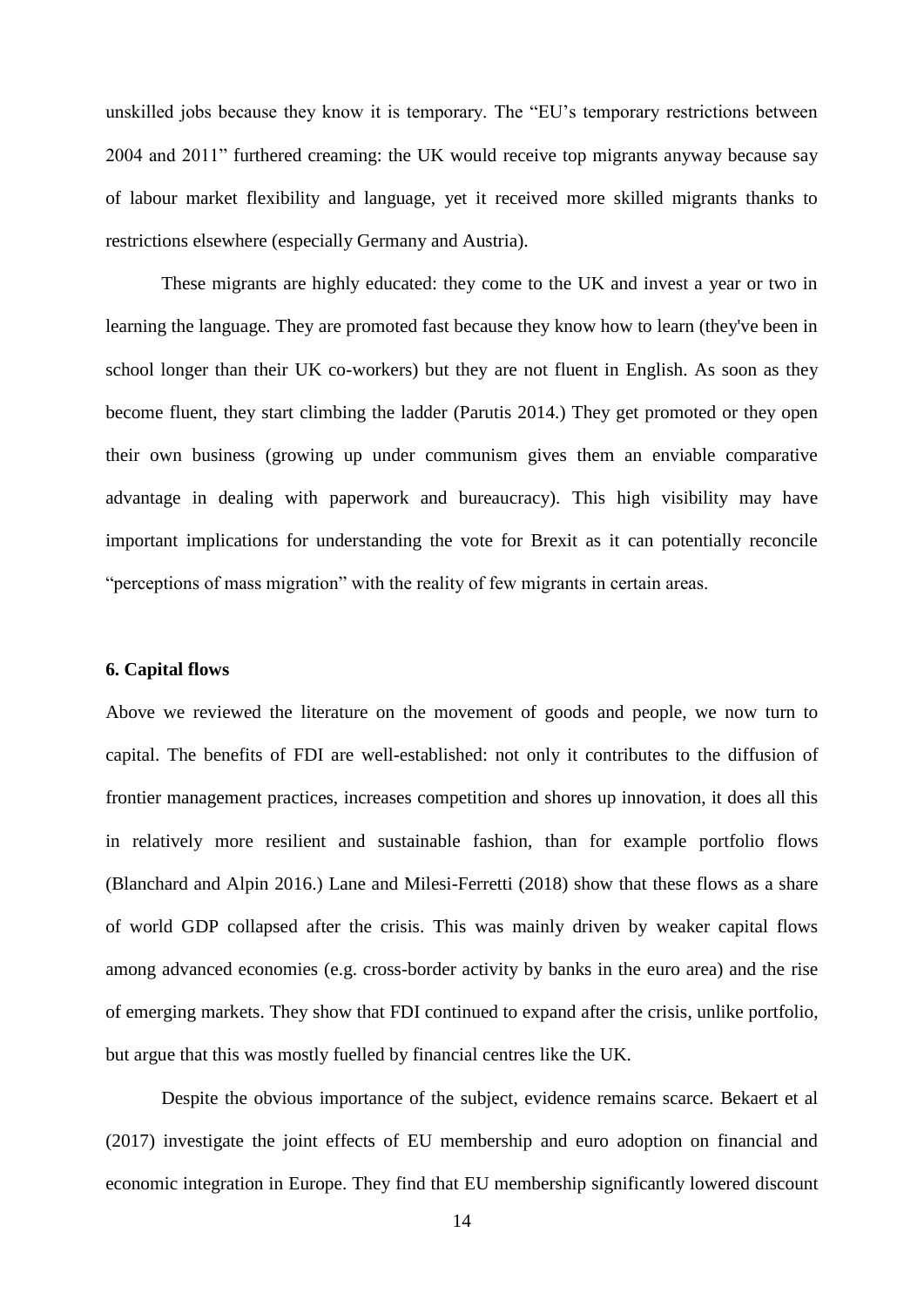unskilled jobs because they know it is temporary. The "EU's temporary restrictions between 2004 and 2011" furthered creaming: the UK would receive top migrants anyway because say of labour market flexibility and language, yet it received more skilled migrants thanks to restrictions elsewhere (especially Germany and Austria).

These migrants are highly educated: they come to the UK and invest a year or two in learning the language. They are promoted fast because they know how to learn (they've been in school longer than their UK co-workers) but they are not fluent in English. As soon as they become fluent, they start climbing the ladder (Parutis 2014.) They get promoted or they open their own business (growing up under communism gives them an enviable comparative advantage in dealing with paperwork and bureaucracy). This high visibility may have important implications for understanding the vote for Brexit as it can potentially reconcile "perceptions of mass migration" with the reality of few migrants in certain areas.

## 6. Capital flows

Above we reviewed the literature on the movement of goods and people, we now turn to capital. The benefits of FDI are well-established: not only it contributes to the diffusion of frontier management practices, increases competition and shores up innovation, it does all this in relatively more resilient and sustainable fashion, than for example portfolio flows (Blanchard and Alpin 2016.) Lane and Milesi-Ferretti (2018) show that these flows as a share of world GDP collapsed after the crisis. This was mainly driven by weaker capital flows among advanced economies (e.g. cross-border activity by banks in the euro area) and the rise of emerging markets. They show that FDI continued to expand after the crisis, unlike portfolio, but argue that this was mostly fuelled by financial centres like the UK.

Despite the obvious importance of the subject, evidence remains scarce. Bekaert et al (2017) investigate the joint effects of EU membership and euro adoption on financial and economic integration in Europe. They find that EU membership significantly lowered discount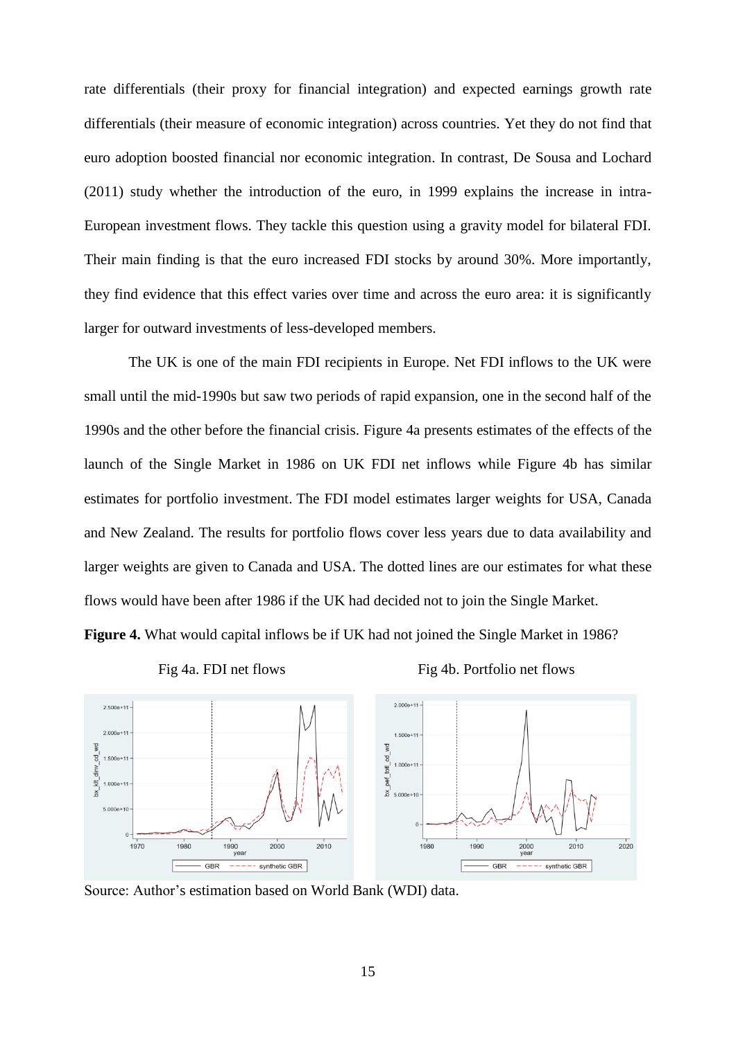rate differentials (their proxy for financial integration) and expected earnings growth rate differentials (their measure of economic integration) across countries. Yet they do not find that euro adoption boosted financial nor economic integration. In contrast, De Sousa and Lochard (2011) study whether the introduction of the euro, in 1999 explains the increase in intra-European investment flows. They tackle this question using a gravity model for bilateral FDI. Their main finding is that the euro increased FDI stocks by around 30%. More importantly, they find evidence that this effect varies over time and across the euro area: it is significantly larger for outward investments of less-developed members.

The UK is one of the main FDI recipients in Europe. Net FDI inflows to the UK were small until the mid-1990s but saw two periods of rapid expansion, one in the second half of the 1990s and the other before the financial crisis. Figure 4a presents estimates of the effects of the launch of the Single Market in 1986 on UK FDI net inflows while Figure 4b has similar estimates for portfolio investment. The FDI model estimates larger weights for USA, Canada and New Zealand. The results for portfolio flows cover less years due to data availability and larger weights are given to Canada and USA. The dotted lines are our estimates for what these flows would have been after 1986 if the UK had decided not to join the Single Market.

**Figure 4.** What would capital inflows be if UK had not joined the Single Market in 1986?

Fig 4a. FDI net flows

Fig 4b. Portfolio net flows

Source: Author's estimation based on World Bank (WDI) data.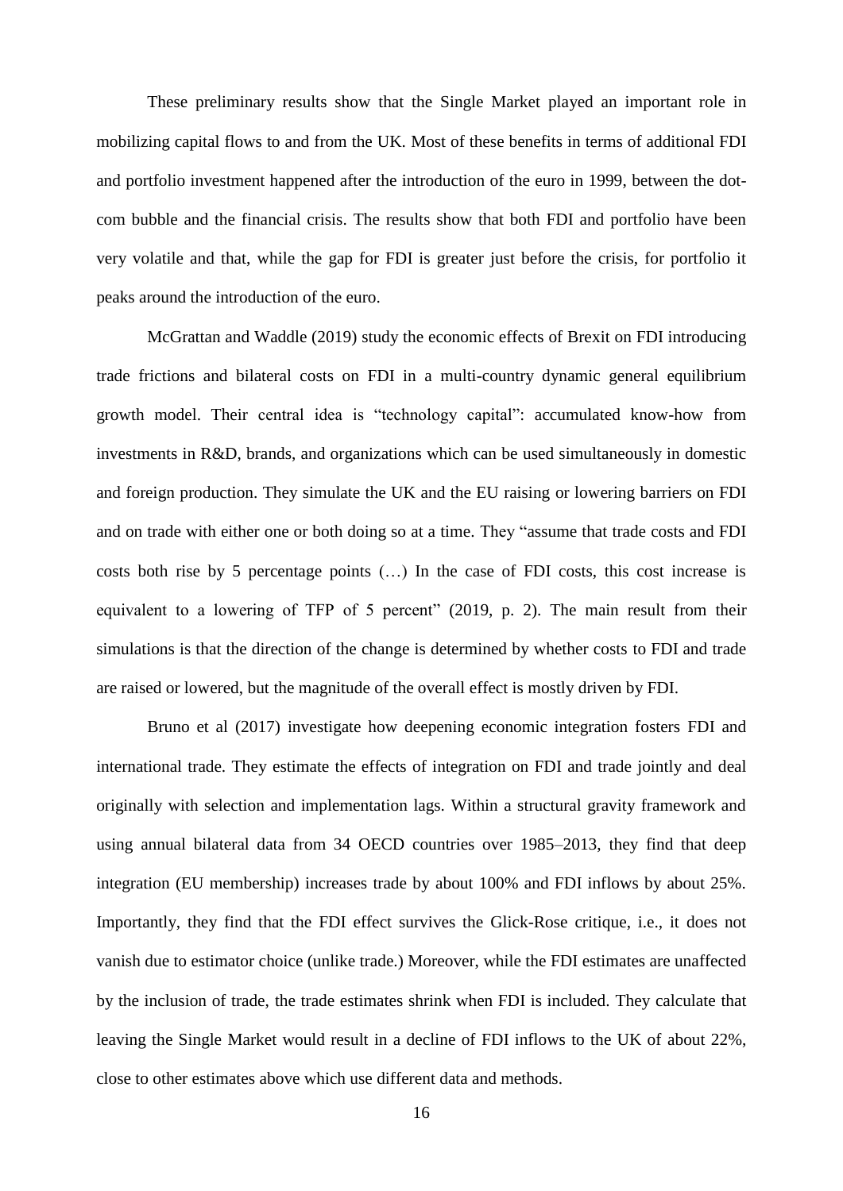These preliminary results show that the Single Market played an important role in mobilizing capital flows to and from the UK. Most of these benefits in terms of additional FDI and portfolio investment happened after the introduction of the euro in 1999, between the dot-com bubble and the financial crisis. The results show that both FDI and portfolio have been very volatile and that, while the gap for FDI is greater just before the crisis, for portfolio it peaks around the introduction of the euro.

McGrattan and Waddle (2019) study the economic effects of Brexit on FDI introducing trade frictions and bilateral costs on FDI in a multi-country dynamic general equilibrium growth model. Their central idea is "technology capital": accumulated know-how from investments in R&D, brands, and organizations which can be used simultaneously in domestic and foreign production. They simulate the UK and the EU raising or lowering barriers on FDI and on trade with either one or both doing so at a time. They "assume that trade costs and FDI costs both rise by 5 percentage points (…) In the case of FDI costs, this cost increase is equivalent to a lowering of TFP of 5 percent" (2019, p. 2). The main result from their simulations is that the direction of the change is determined by whether costs to FDI and trade are raised or lowered, but the magnitude of the overall effect is mostly driven by FDI.

Bruno et al (2017) investigate how deepening economic integration fosters FDI and international trade. They estimate the effects of integration on FDI and trade jointly and deal originally with selection and implementation lags. Within a structural gravity framework and using annual bilateral data from 34 OECD countries over 1985–2013, they find that deep integration (EU membership) increases trade by about 100% and FDI inflows by about 25%. Importantly, they find that the FDI effect survives the Glick-Rose critique, i.e., it does not vanish due to estimator choice (unlike trade.) Moreover, while the FDI estimates are unaffected by the inclusion of trade, the trade estimates shrink when FDI is included. They calculate that leaving the Single Market would result in a decline of FDI inflows to the UK of about 22%, close to other estimates above which use different data and methods.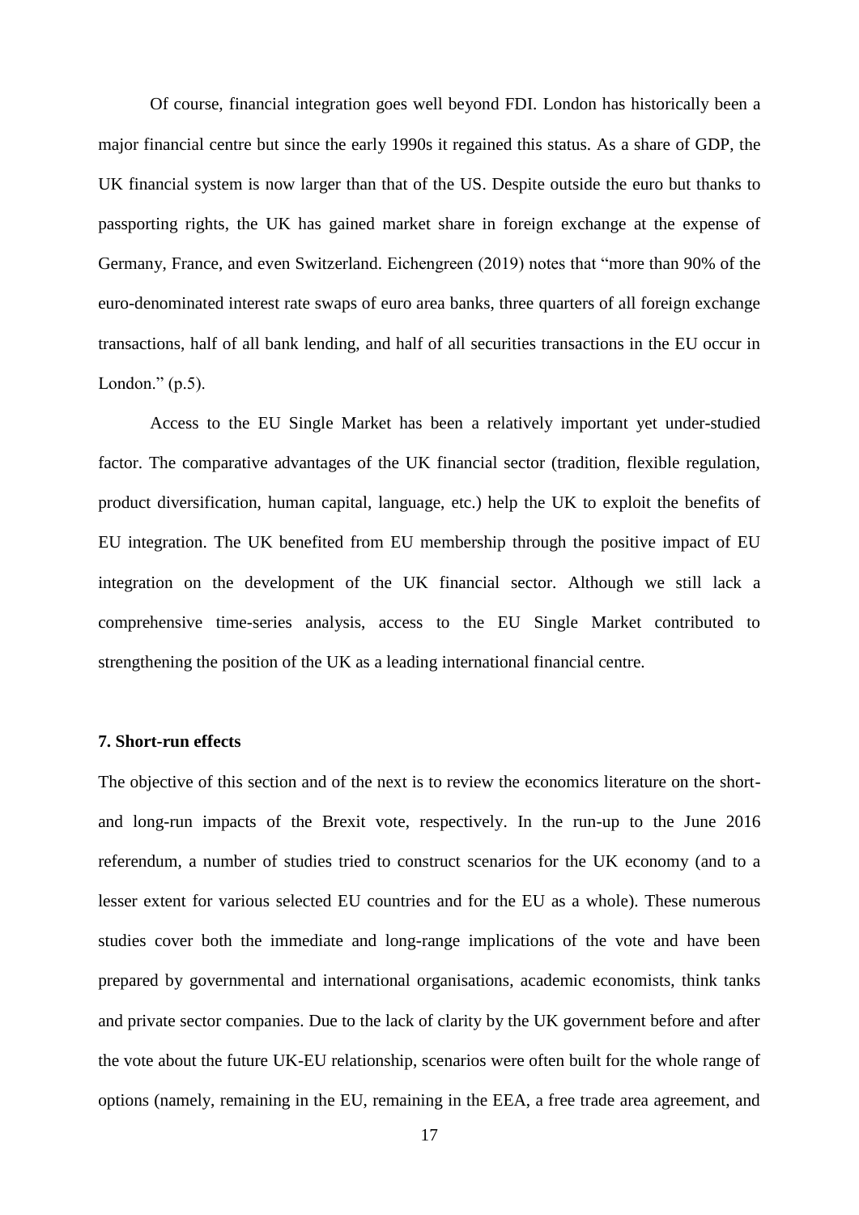Of course, financial integration goes well beyond FDI. London has historically been a major financial centre but since the early 1990s it regained this status. As a share of GDP, the UK financial system is now larger than that of the US. Despite outside the euro but thanks to passporting rights, the UK has gained market share in foreign exchange at the expense of Germany, France, and even Switzerland. Eichengreen (2019) notes that "more than 90% of the euro-denominated interest rate swaps of euro area banks, three quarters of all foreign exchange transactions, half of all bank lending, and half of all securities transactions in the EU occur in London." (p.5).

Access to the EU Single Market has been a relatively important yet under-studied factor. The comparative advantages of the UK financial sector (tradition, flexible regulation, product diversification, human capital, language, etc.) help the UK to exploit the benefits of EU integration. The UK benefited from EU membership through the positive impact of EU integration on the development of the UK financial sector. Although we still lack a comprehensive time-series analysis, access to the EU Single Market contributed to strengthening the position of the UK as a leading international financial centre.

### 7. Short-run effects

The objective of this section and of the next is to review the economics literature on the short- and long-run impacts of the Brexit vote, respectively. In the run-up to the June 2016 referendum, a number of studies tried to construct scenarios for the UK economy (and to a lesser extent for various selected EU countries and for the EU as a whole). These numerous studies cover both the immediate and long-range implications of the vote and have been prepared by governmental and international organisations, academic economists, think tanks and private sector companies. Due to the lack of clarity by the UK government before and after the vote about the future UK-EU relationship, scenarios were often built for the whole range of options (namely, remaining in the EU, remaining in the EEA, a free trade area agreement, and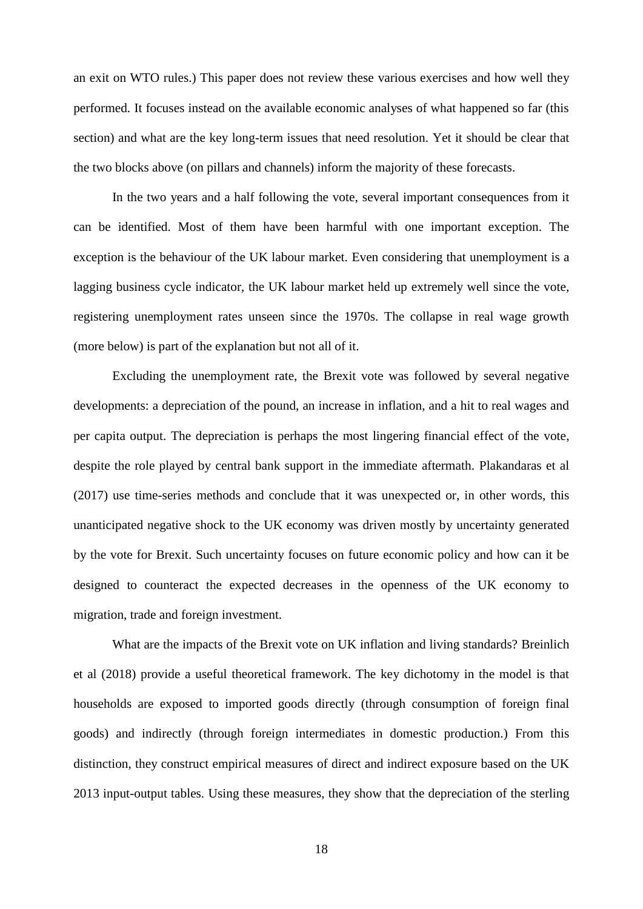an exit on WTO rules.) This paper does not review these various exercises and how well they performed. It focuses instead on the available economic analyses of what happened so far (this section) and what are the key long-term issues that need resolution. Yet it should be clear that the two blocks above (on pillars and channels) inform the majority of these forecasts.

In the two years and a half following the vote, several important consequences from it can be identified. Most of them have been harmful with one important exception. The exception is the behaviour of the UK labour market. Even considering that unemployment is a lagging business cycle indicator, the UK labour market held up extremely well since the vote, registering unemployment rates unseen since the 1970s. The collapse in real wage growth (more below) is part of the explanation but not all of it.

Excluding the unemployment rate, the Brexit vote was followed by several negative developments: a depreciation of the pound, an increase in inflation, and a hit to real wages and per capita output. The depreciation is perhaps the most lingering financial effect of the vote, despite the role played by central bank support in the immediate aftermath. Plakandaras et al (2017) use time-series methods and conclude that it was unexpected or, in other words, this unanticipated negative shock to the UK economy was driven mostly by uncertainty generated by the vote for Brexit. Such uncertainty focuses on future economic policy and how can it be designed to counteract the expected decreases in the openness of the UK economy to migration, trade and foreign investment.

What are the impacts of the Brexit vote on UK inflation and living standards? Breinlich et al (2018) provide a useful theoretical framework. The key dichotomy in the model is that households are exposed to imported goods directly (through consumption of foreign final goods) and indirectly (through foreign intermediates in domestic production.) From this distinction, they construct empirical measures of direct and indirect exposure based on the UK 2013 input-output tables. Using these measures, they show that the depreciation of the sterling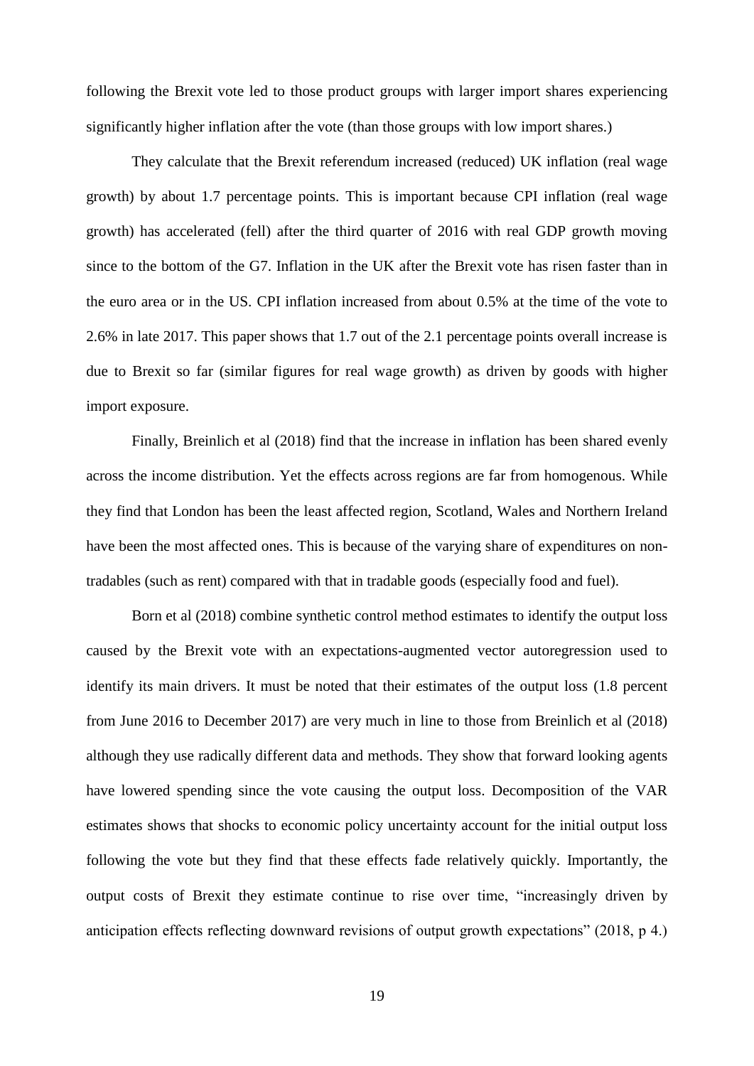following the Brexit vote led to those product groups with larger import shares experiencing significantly higher inflation after the vote (than those groups with low import shares.)

They calculate that the Brexit referendum increased (reduced) UK inflation (real wage growth) by about 1.7 percentage points. This is important because CPI inflation (real wage growth) has accelerated (fell) after the third quarter of 2016 with real GDP growth moving since to the bottom of the G7. Inflation in the UK after the Brexit vote has risen faster than in the euro area or in the US. CPI inflation increased from about 0.5% at the time of the vote to 2.6% in late 2017. This paper shows that 1.7 out of the 2.1 percentage points overall increase is due to Brexit so far (similar figures for real wage growth) as driven by goods with higher import exposure.

Finally, Breinlich et al (2018) find that the increase in inflation has been shared evenly across the income distribution. Yet the effects across regions are far from homogenous. While they find that London has been the least affected region, Scotland, Wales and Northern Ireland have been the most affected ones. This is because of the varying share of expenditures on non-tradables (such as rent) compared with that in tradable goods (especially food and fuel).

Born et al (2018) combine synthetic control method estimates to identify the output loss caused by the Brexit vote with an expectations-augmented vector autoregression used to identify its main drivers. It must be noted that their estimates of the output loss (1.8 percent from June 2016 to December 2017) are very much in line to those from Breinlich et al (2018) although they use radically different data and methods. They show that forward looking agents have lowered spending since the vote causing the output loss. Decomposition of the VAR estimates shows that shocks to economic policy uncertainty account for the initial output loss following the vote but they find that these effects fade relatively quickly. Importantly, the output costs of Brexit they estimate continue to rise over time, "increasingly driven by anticipation effects reflecting downward revisions of output growth expectations" (2018, p 4.)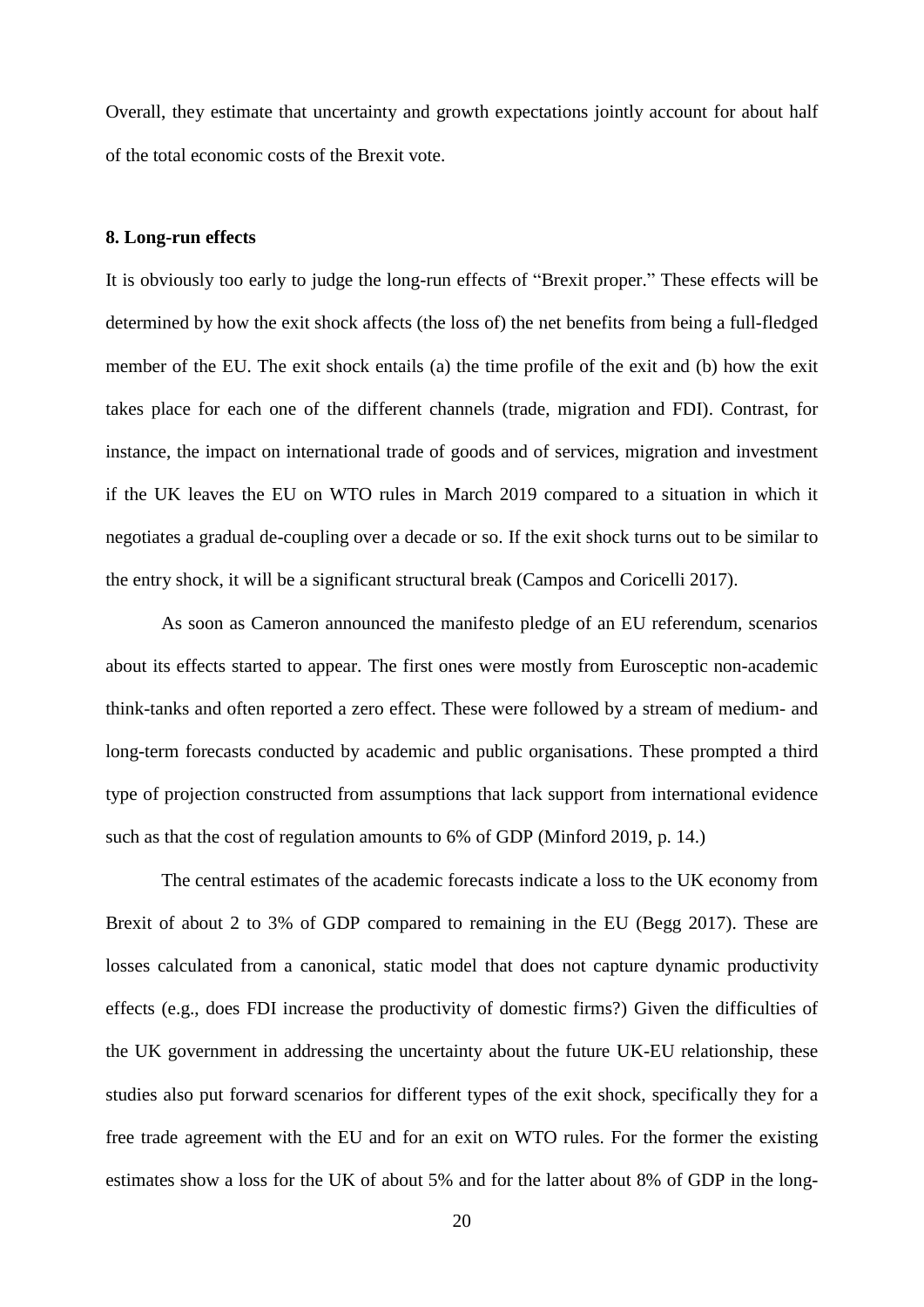Overall, they estimate that uncertainty and growth expectations jointly account for about half of the total economic costs of the Brexit vote.

### 8. Long-run effects

It is obviously too early to judge the long-run effects of "Brexit proper." These effects will be determined by how the exit shock affects (the loss of) the net benefits from being a full-fledged member of the EU. The exit shock entails (a) the time profile of the exit and (b) how the exit takes place for each one of the different channels (trade, migration and FDI). Contrast, for instance, the impact on international trade of goods and of services, migration and investment if the UK leaves the EU on WTO rules in March 2019 compared to a situation in which it negotiates a gradual de-coupling over a decade or so. If the exit shock turns out to be similar to the entry shock, it will be a significant structural break (Campos and Coricelli 2017).

As soon as Cameron announced the manifesto pledge of an EU referendum, scenarios about its effects started to appear. The first ones were mostly from Eurosceptic non-academic think-tanks and often reported a zero effect. These were followed by a stream of medium- and long-term forecasts conducted by academic and public organisations. These prompted a third type of projection constructed from assumptions that lack support from international evidence such as that the cost of regulation amounts to 6% of GDP (Minford 2019, p. 14.)

The central estimates of the academic forecasts indicate a loss to the UK economy from Brexit of about 2 to 3% of GDP compared to remaining in the EU (Begg 2017). These are losses calculated from a canonical, static model that does not capture dynamic productivity effects (e.g., does FDI increase the productivity of domestic firms?) Given the difficulties of the UK government in addressing the uncertainty about the future UK-EU relationship, these studies also put forward scenarios for different types of the exit shock, specifically they for a free trade agreement with the EU and for an exit on WTO rules. For the former the existing estimates show a loss for the UK of about 5% and for the latter about 8% of GDP in the long-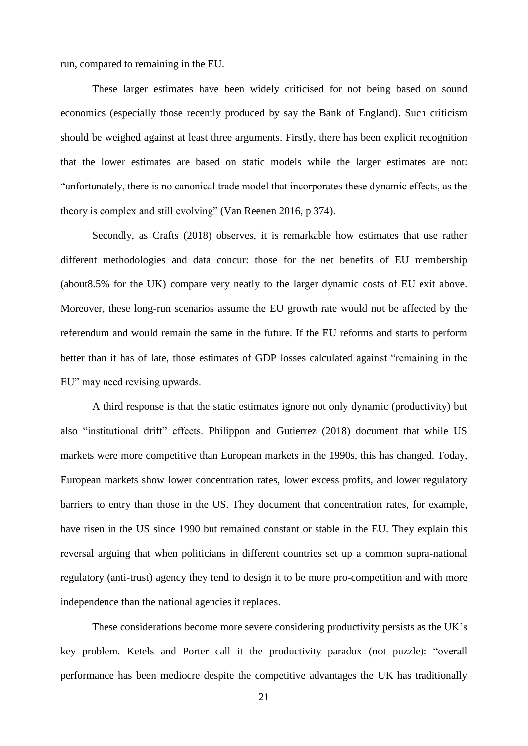run, compared to remaining in the EU.

These larger estimates have been widely criticised for not being based on sound economics (especially those recently produced by say the Bank of England). Such criticism should be weighed against at least three arguments. Firstly, there has been explicit recognition that the lower estimates are based on static models while the larger estimates are not: "unfortunately, there is no canonical trade model that incorporates these dynamic effects, as the theory is complex and still evolving" (Van Reenen 2016, p 374).

Secondly, as Crafts (2018) observes, it is remarkable how estimates that use rather different methodologies and data concur: those for the net benefits of EU membership (about8.5% for the UK) compare very neatly to the larger dynamic costs of EU exit above. Moreover, these long-run scenarios assume the EU growth rate would not be affected by the referendum and would remain the same in the future. If the EU reforms and starts to perform better than it has of late, those estimates of GDP losses calculated against "remaining in the EU" may need revising upwards.

A third response is that the static estimates ignore not only dynamic (productivity) but also "institutional drift" effects. Philippon and Gutierrez (2018) document that while US markets were more competitive than European markets in the 1990s, this has changed. Today, European markets show lower concentration rates, lower excess profits, and lower regulatory barriers to entry than those in the US. They document that concentration rates, for example, have risen in the US since 1990 but remained constant or stable in the EU. They explain this reversal arguing that when politicians in different countries set up a common supra-national regulatory (anti-trust) agency they tend to design it to be more pro-competition and with more independence than the national agencies it replaces.

These considerations become more severe considering productivity persists as the UK's key problem. Ketels and Porter call it the productivity paradox (not puzzle): "overall performance has been mediocre despite the competitive advantages the UK has traditionally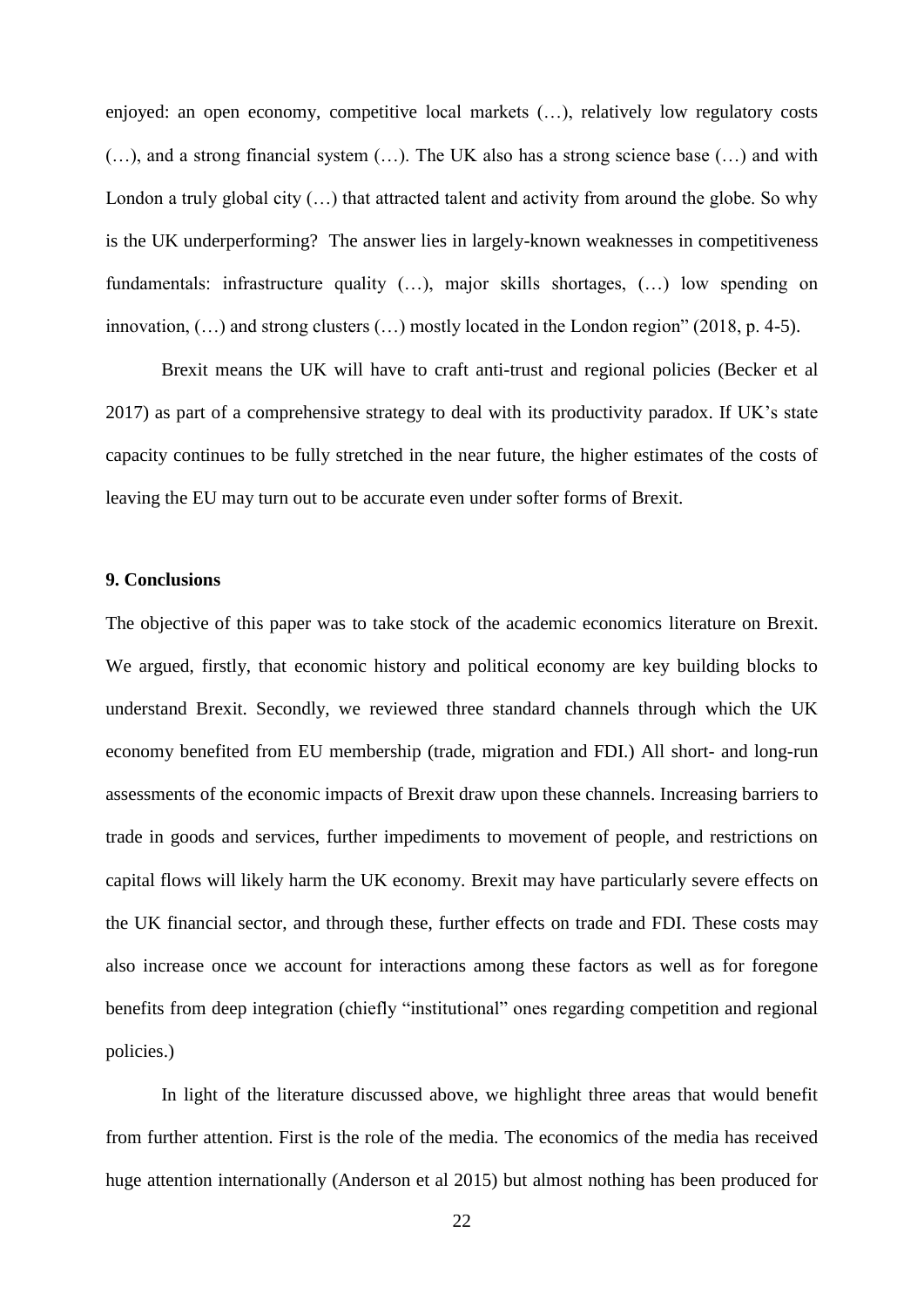enjoyed: an open economy, competitive local markets (…), relatively low regulatory costs (…), and a strong financial system (…). The UK also has a strong science base (…) and with London a truly global city (…) that attracted talent and activity from around the globe. So why is the UK underperforming? The answer lies in largely-known weaknesses in competitiveness fundamentals: infrastructure quality (…), major skills shortages, (…) low spending on innovation, (…) and strong clusters (…) mostly located in the London region" (2018, p. 4-5).

Brexit means the UK will have to craft anti-trust and regional policies (Becker et al 2017) as part of a comprehensive strategy to deal with its productivity paradox. If UK's state capacity continues to be fully stretched in the near future, the higher estimates of the costs of leaving the EU may turn out to be accurate even under softer forms of Brexit.

### 9. Conclusions

The objective of this paper was to take stock of the academic economics literature on Brexit. We argued, firstly, that economic history and political economy are key building blocks to understand Brexit. Secondly, we reviewed three standard channels through which the UK economy benefited from EU membership (trade, migration and FDI.) All short- and long-run assessments of the economic impacts of Brexit draw upon these channels. Increasing barriers to trade in goods and services, further impediments to movement of people, and restrictions on capital flows will likely harm the UK economy. Brexit may have particularly severe effects on the UK financial sector, and through these, further effects on trade and FDI. These costs may also increase once we account for interactions among these factors as well as for foregone benefits from deep integration (chiefly "institutional" ones regarding competition and regional policies.)

In light of the literature discussed above, we highlight three areas that would benefit from further attention. First is the role of the media. The economics of the media has received huge attention internationally (Anderson et al 2015) but almost nothing has been produced for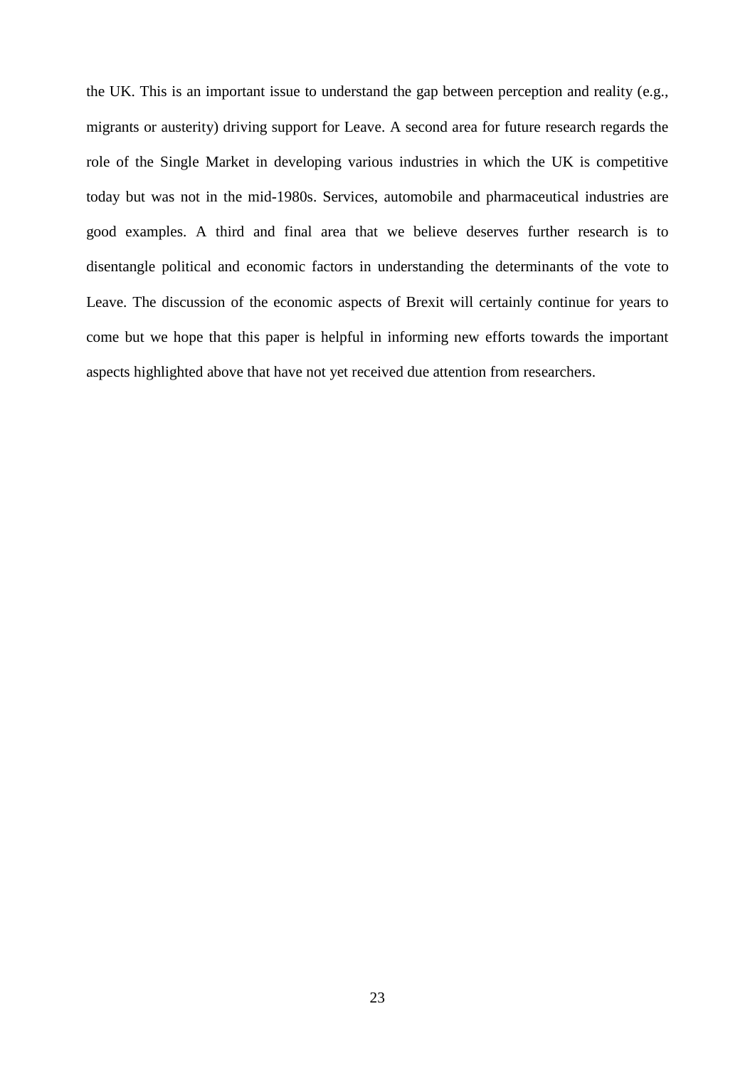the UK. This is an important issue to understand the gap between perception and reality (e.g., migrants or austerity) driving support for Leave. A second area for future research regards the role of the Single Market in developing various industries in which the UK is competitive today but was not in the mid-1980s. Services, automobile and pharmaceutical industries are good examples. A third and final area that we believe deserves further research is to disentangle political and economic factors in understanding the determinants of the vote to Leave. The discussion of the economic aspects of Brexit will certainly continue for years to come but we hope that this paper is helpful in informing new efforts towards the important aspects highlighted above that have not yet received due attention from researchers.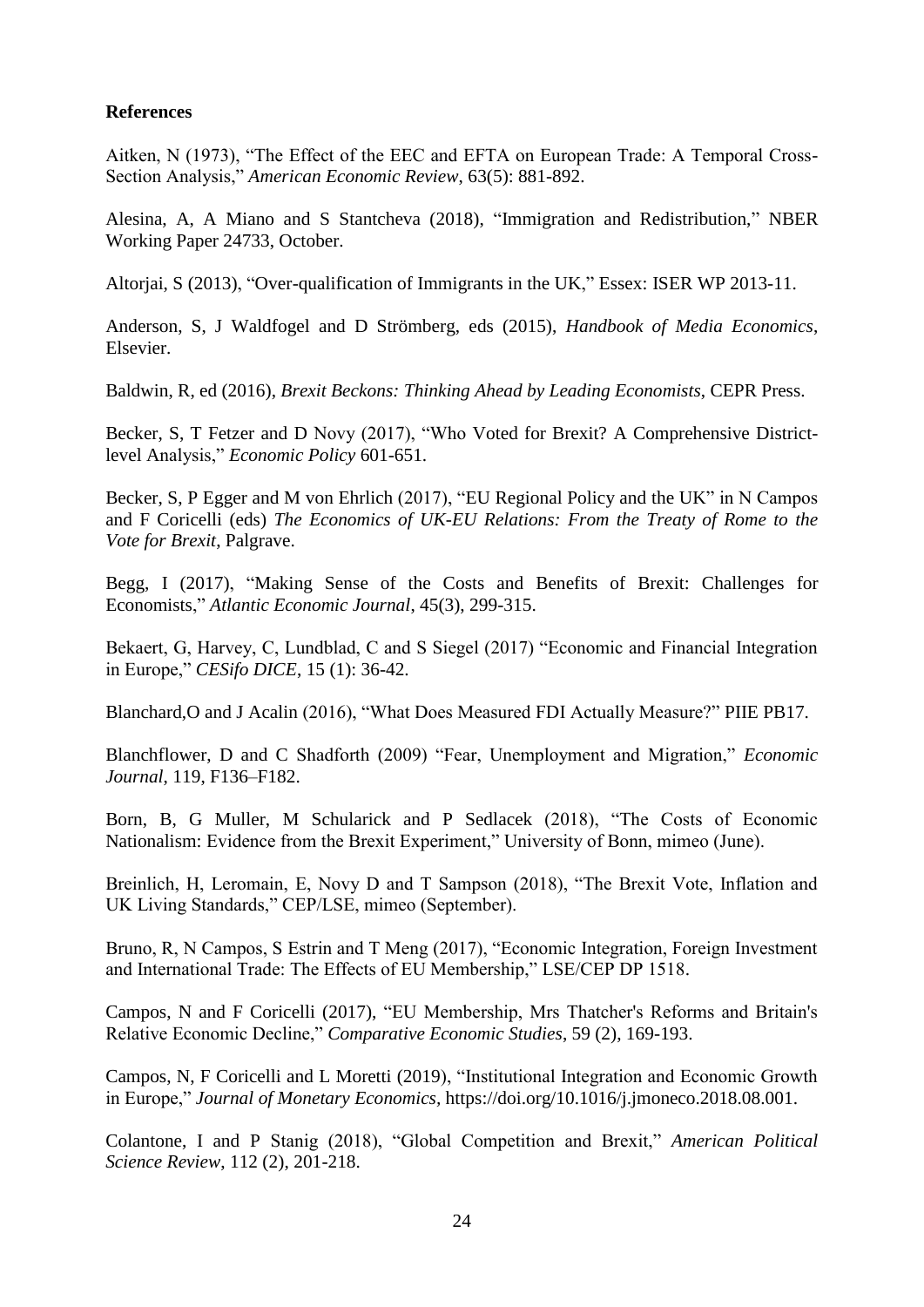**References**

Aitken, N (1973), "The Effect of the EEC and EFTA on European Trade: A Temporal Cross-Section Analysis," *American Economic Review*, 63(5): 881-892.

Alesina, A, A Miano and S Stantcheva (2018), "Immigration and Redistribution," NBER Working Paper 24733, October.

Altorjai, S (2013), "Over-qualification of Immigrants in the UK," Essex: ISER WP 2013-11.

Anderson, S, J Waldfogel and D Strömberg, eds (2015), *Handbook of Media Economics*, Elsevier.

Baldwin, R, ed (2016), *Brexit Beckons: Thinking Ahead by Leading Economists*, CEPR Press.

Becker, S, T Fetzer and D Novy (2017), "Who Voted for Brexit? A Comprehensive District-level Analysis," *Economic Policy* 601-651.

Becker, S, P Egger and M von Ehrlich (2017), "EU Regional Policy and the UK" in N Campos and F Coricelli (eds) *The Economics of UK-EU Relations: From the Treaty of Rome to the Vote for Brexit*, Palgrave.

Begg, I (2017), "Making Sense of the Costs and Benefits of Brexit: Challenges for Economists," *Atlantic Economic Journal*, 45(3), 299-315.

Bekaert, G, Harvey, C, Lundblad, C and S Siegel (2017) "Economic and Financial Integration in Europe," *CESifo DICE*, 15 (1): 36-42.

Blanchard,O and J Acalin (2016), "What Does Measured FDI Actually Measure?" PIIE PB17.

Blanchflower, D and C Shadforth (2009) "Fear, Unemployment and Migration," *Economic Journal*, 119, F136–F182.

Born, B, G Muller, M Schularick and P Sedlacek (2018), "The Costs of Economic Nationalism: Evidence from the Brexit Experiment," University of Bonn, mimeo (June).

Breinlich, H, Leromain, E, Novy D and T Sampson (2018), "The Brexit Vote, Inflation and UK Living Standards," CEP/LSE, mimeo (September).

Bruno, R, N Campos, S Estrin and T Meng (2017), "Economic Integration, Foreign Investment and International Trade: The Effects of EU Membership," LSE/CEP DP 1518.

Campos, N and F Coricelli (2017), "EU Membership, Mrs Thatcher's Reforms and Britain's Relative Economic Decline," *Comparative Economic Studies*, 59 (2), 169-193.

Campos, N, F Coricelli and L Moretti (2019), "Institutional Integration and Economic Growth in Europe," *Journal of Monetary Economics*, https://doi.org/10.1016/j.jmoneco.2018.08.001.

Colantone, I and P Stanig (2018), "Global Competition and Brexit," *American Political Science Review*, 112 (2), 201-218.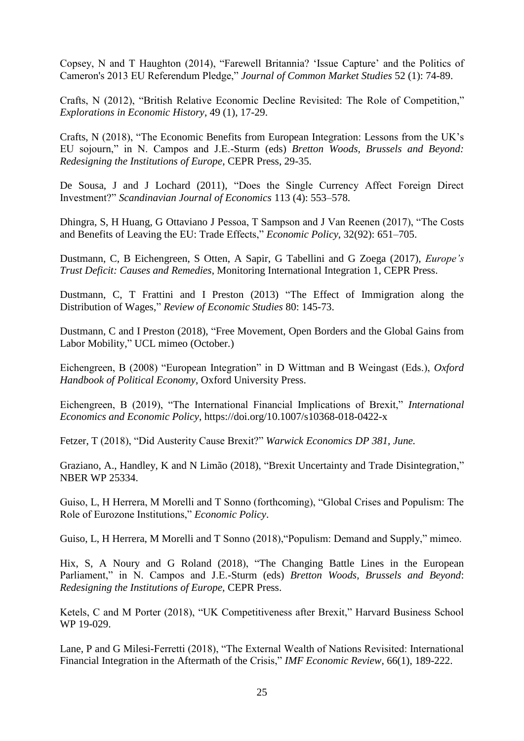Copsey, N and T Haughton (2014), "Farewell Britannia? 'Issue Capture' and the Politics of Cameron's 2013 EU Referendum Pledge," *Journal of Common Market Studies* 52 (1): 74-89.

Crafts, N (2012), "British Relative Economic Decline Revisited: The Role of Competition," *Explorations in Economic History*, 49 (1), 17-29.

Crafts, N (2018), "The Economic Benefits from European Integration: Lessons from the UK's EU sojourn," in N. Campos and J.E.-Sturm (eds) *Bretton Woods, Brussels and Beyond: Redesigning the Institutions of Europe*, CEPR Press, 29-35.

De Sousa, J and J Lochard (2011), "Does the Single Currency Affect Foreign Direct Investment?" *Scandinavian Journal of Economics* 113 (4): 553–578.

Dhingra, S, H Huang, G Ottaviano J Pessoa, T Sampson and J Van Reenen (2017), "The Costs and Benefits of Leaving the EU: Trade Effects," *Economic Policy*, 32(92): 651–705.

Dustmann, C, B Eichengreen, S Otten, A Sapir, G Tabellini and G Zoega (2017), *Europe's Trust Deficit: Causes and Remedies*, Monitoring International Integration 1, CEPR Press.

Dustmann, C, T Frattini and I Preston (2013) "The Effect of Immigration along the Distribution of Wages," *Review of Economic Studies* 80: 145-73.

Dustmann, C and I Preston (2018), "Free Movement, Open Borders and the Global Gains from Labor Mobility," UCL mimeo (October.)

Eichengreen, B (2008) "European Integration" in D Wittman and B Weingast (Eds.), *Oxford Handbook of Political Economy*, Oxford University Press.

Eichengreen, B (2019), "The International Financial Implications of Brexit," *International Economics and Economic Policy*, https://doi.org/10.1007/s10368-018-0422-x

Fetzer, T (2018), "Did Austerity Cause Brexit?" *Warwick Economics DP 381, June.*

Graziano, A., Handley, K and N Limão (2018), "Brexit Uncertainty and Trade Disintegration," NBER WP 25334.

Guiso, L, H Herrera, M Morelli and T Sonno (forthcoming), "Global Crises and Populism: The Role of Eurozone Institutions," *Economic Policy*.

Guiso, L, H Herrera, M Morelli and T Sonno (2018),"Populism: Demand and Supply," mimeo.

Hix, S, A Noury and G Roland (2018), "The Changing Battle Lines in the European Parliament," in N. Campos and J.E.-Sturm (eds) *Bretton Woods, Brussels and Beyond*: *Redesigning the Institutions of Europe,* CEPR Press.

Ketels, C and M Porter (2018), "UK Competitiveness after Brexit," Harvard Business School WP 19-029.

Lane, P and G Milesi-Ferretti (2018), "The External Wealth of Nations Revisited: International Financial Integration in the Aftermath of the Crisis," *IMF Economic Review*, 66(1), 189-222.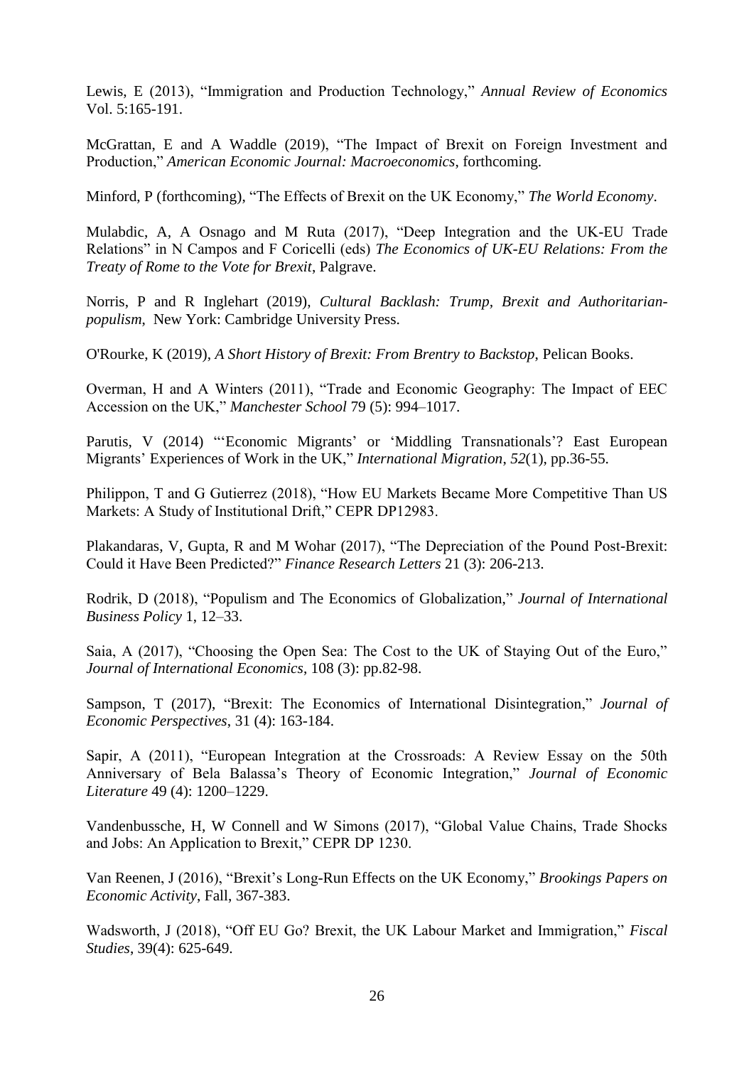Lewis, E (2013), "Immigration and Production Technology," *Annual Review of Economics* Vol. 5:165-191.

McGrattan, E and A Waddle (2019), "The Impact of Brexit on Foreign Investment and Production," *American Economic Journal: Macroeconomics*, forthcoming.

Minford, P (forthcoming), "The Effects of Brexit on the UK Economy," *The World Economy*.

Mulabdic, A, A Osnago and M Ruta (2017), "Deep Integration and the UK-EU Trade Relations" in N Campos and F Coricelli (eds) *The Economics of UK-EU Relations: From the Treaty of Rome to the Vote for Brexit*, Palgrave.

Norris, P and R Inglehart (2019), *Cultural Backlash: Trump, Brexit and Authoritarian-populism*, New York: Cambridge University Press.

O'Rourke, K (2019), *A Short History of Brexit: From Brentry to Backstop*, Pelican Books.

Overman, H and A Winters (2011), "Trade and Economic Geography: The Impact of EEC Accession on the UK," *Manchester School* 79 (5): 994–1017.

Parutis, V (2014) "'Economic Migrants' or 'Middling Transnationals'? East European Migrants' Experiences of Work in the UK," *International Migration*, *52*(1), pp.36-55.

Philippon, T and G Gutierrez (2018), "How EU Markets Became More Competitive Than US Markets: A Study of Institutional Drift," CEPR DP12983.

Plakandaras, V, Gupta, R and M Wohar (2017), "The Depreciation of the Pound Post-Brexit: Could it Have Been Predicted?" *Finance Research Letters* 21 (3): 206-213.

Rodrik, D (2018), "Populism and The Economics of Globalization," *Journal of International Business Policy* 1, 12–33.

Saia, A (2017), "Choosing the Open Sea: The Cost to the UK of Staying Out of the Euro," *Journal of International Economics*, 108 (3): pp.82-98.

Sampson, T (2017), "Brexit: The Economics of International Disintegration," *Journal of Economic Perspectives*, 31 (4): 163-184.

Sapir, A (2011), "European Integration at the Crossroads: A Review Essay on the 50th Anniversary of Bela Balassa's Theory of Economic Integration," *Journal of Economic Literature* 49 (4): 1200–1229.

Vandenbussche, H, W Connell and W Simons (2017), "Global Value Chains, Trade Shocks and Jobs: An Application to Brexit," CEPR DP 1230.

Van Reenen, J (2016), "Brexit's Long-Run Effects on the UK Economy," *Brookings Papers on Economic Activity*, Fall, 367-383.

Wadsworth, J (2018), "Off EU Go? Brexit, the UK Labour Market and Immigration," *Fiscal Studies*, 39(4): 625-649.